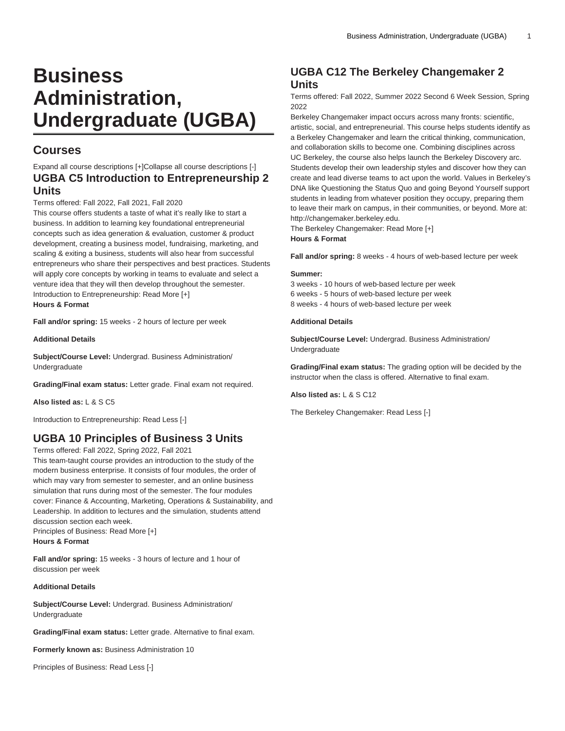# Business Administration, Undergraduate (UGBA)

## Courses

Expand all course descriptions [+]Collapse all course descriptions [-]

### UGBA C5 Introduction to Entrepreneurship 2 Units

Terms offered: Fall 2022, Fall 2021, Fall 2020

This course offers students a taste of what it's really like to start a business. In addition to learning key foundational entrepreneurial concepts such as idea generation & evaluation, customer & product development, creating a business model, fundraising, marketing, and scaling & exiting a business, students will also hear from successful entrepreneurs who share their perspectives and best practices. Students will apply core concepts by working in teams to evaluate and select a venture idea that they will then develop throughout the semester.

Introduction to Entrepreneurship: Read More [+]

**Hours & Format**

**Fall and/or spring:** 15 weeks - 2 hours of lecture per week

**Additional Details**

**Subject/Course Level:** Undergrad. Business Administration/ Undergraduate

**Grading/Final exam status:** Letter grade. Final exam not required.

**Also listed as:** L & S C5

Introduction to Entrepreneurship: Read Less [-]

### UGBA 10 Principles of Business 3 Units

Terms offered: Fall 2022, Spring 2022, Fall 2021

This team-taught course provides an introduction to the study of the modern business enterprise. It consists of four modules, the order of which may vary from semester to semester, and an online business simulation that runs during most of the semester. The four modules cover: Finance & Accounting, Marketing, Operations & Sustainability, and Leadership. In addition to lectures and the simulation, students attend discussion section each week.

Principles of Business: Read More [+]

**Hours & Format**

**Fall and/or spring:** 15 weeks - 3 hours of lecture and 1 hour of discussion per week

**Additional Details**

**Subject/Course Level:** Undergrad. Business Administration/ Undergraduate

**Grading/Final exam status:** Letter grade. Alternative to final exam.

**Formerly known as:** Business Administration 10

Principles of Business: Read Less [-]

### UGBA C12 The Berkeley Changemaker 2 Units

Terms offered: Fall 2022, Summer 2022 Second 6 Week Session, Spring 2022

Berkeley Changemaker impact occurs across many fronts: scientific, artistic, social, and entrepreneurial. This course helps students identify as a Berkeley Changemaker and learn the critical thinking, communication, and collaboration skills to become one. Combining disciplines across UC Berkeley, the course also helps launch the Berkeley Discovery arc. Students develop their own leadership styles and discover how they can create and lead diverse teams to act upon the world. Values in Berkeley's DNA like Questioning the Status Quo and going Beyond Yourself support students in leading from whatever position they occupy, preparing them to leave their mark on campus, in their communities, or beyond. More at: http://changemaker.berkeley.edu.

The Berkeley Changemaker: Read More [+]

**Hours & Format**

**Fall and/or spring:** 8 weeks - 4 hours of web-based lecture per week

**Summer:**
3 weeks - 10 hours of web-based lecture per week
6 weeks - 5 hours of web-based lecture per week
8 weeks - 4 hours of web-based lecture per week

**Additional Details**

**Subject/Course Level:** Undergrad. Business Administration/ Undergraduate

**Grading/Final exam status:** The grading option will be decided by the instructor when the class is offered. Alternative to final exam.

**Also listed as:** L & S C12

The Berkeley Changemaker: Read Less [-]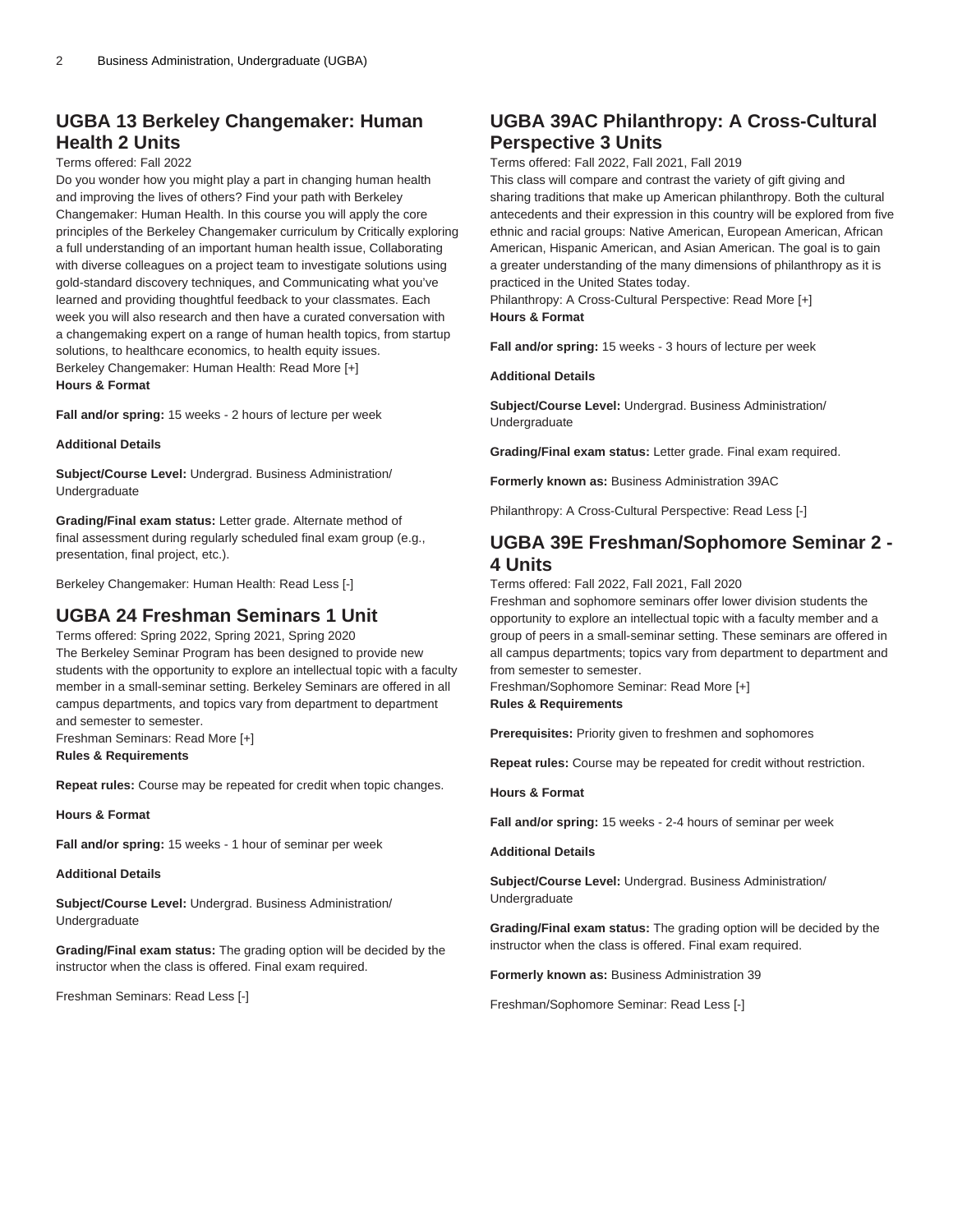## UGBA 13 Berkeley Changemaker: Human Health 2 Units

Terms offered: Fall 2022

Do you wonder how you might play a part in changing human health and improving the lives of others? Find your path with Berkeley Changemaker: Human Health. In this course you will apply the core principles of the Berkeley Changemaker curriculum by Critically exploring a full understanding of an important human health issue, Collaborating with diverse colleagues on a project team to investigate solutions using gold-standard discovery techniques, and Communicating what you've learned and providing thoughtful feedback to your classmates. Each week you will also research and then have a curated conversation with a changemaking expert on a range of human health topics, from startup solutions, to healthcare economics, to health equity issues.

Berkeley Changemaker: Human Health: Read More [+]

**Hours & Format**

**Fall and/or spring:** 15 weeks - 2 hours of lecture per week

**Additional Details**

**Subject/Course Level:** Undergrad. Business Administration/ Undergraduate

**Grading/Final exam status:** Letter grade. Alternate method of final assessment during regularly scheduled final exam group (e.g., presentation, final project, etc.).

Berkeley Changemaker: Human Health: Read Less [-]

## UGBA 24 Freshman Seminars 1 Unit

Terms offered: Spring 2022, Spring 2021, Spring 2020

The Berkeley Seminar Program has been designed to provide new students with the opportunity to explore an intellectual topic with a faculty member in a small-seminar setting. Berkeley Seminars are offered in all campus departments, and topics vary from department to department and semester to semester.

Freshman Seminars: Read More [+]

**Rules & Requirements**

**Repeat rules:** Course may be repeated for credit when topic changes.

**Hours & Format**

**Fall and/or spring:** 15 weeks - 1 hour of seminar per week

**Additional Details**

**Subject/Course Level:** Undergrad. Business Administration/ Undergraduate

**Grading/Final exam status:** The grading option will be decided by the instructor when the class is offered. Final exam required.

Freshman Seminars: Read Less [-]

## UGBA 39AC Philanthropy: A Cross-Cultural Perspective 3 Units

Terms offered: Fall 2022, Fall 2021, Fall 2019

This class will compare and contrast the variety of gift giving and sharing traditions that make up American philanthropy. Both the cultural antecedents and their expression in this country will be explored from five ethnic and racial groups: Native American, European American, African American, Hispanic American, and Asian American. The goal is to gain a greater understanding of the many dimensions of philanthropy as it is practiced in the United States today.

Philanthropy: A Cross-Cultural Perspective: Read More [+]

**Hours & Format**

**Fall and/or spring:** 15 weeks - 3 hours of lecture per week

**Additional Details**

**Subject/Course Level:** Undergrad. Business Administration/ Undergraduate

**Grading/Final exam status:** Letter grade. Final exam required.

**Formerly known as:** Business Administration 39AC

Philanthropy: A Cross-Cultural Perspective: Read Less [-]

## UGBA 39E Freshman/Sophomore Seminar 2 - 4 Units

Terms offered: Fall 2022, Fall 2021, Fall 2020

Freshman and sophomore seminars offer lower division students the opportunity to explore an intellectual topic with a faculty member and a group of peers in a small-seminar setting. These seminars are offered in all campus departments; topics vary from department to department and from semester to semester.

Freshman/Sophomore Seminar: Read More [+]

**Rules & Requirements**

**Prerequisites:** Priority given to freshmen and sophomores

**Repeat rules:** Course may be repeated for credit without restriction.

**Hours & Format**

**Fall and/or spring:** 15 weeks - 2-4 hours of seminar per week

**Additional Details**

**Subject/Course Level:** Undergrad. Business Administration/ Undergraduate

**Grading/Final exam status:** The grading option will be decided by the instructor when the class is offered. Final exam required.

**Formerly known as:** Business Administration 39

Freshman/Sophomore Seminar: Read Less [-]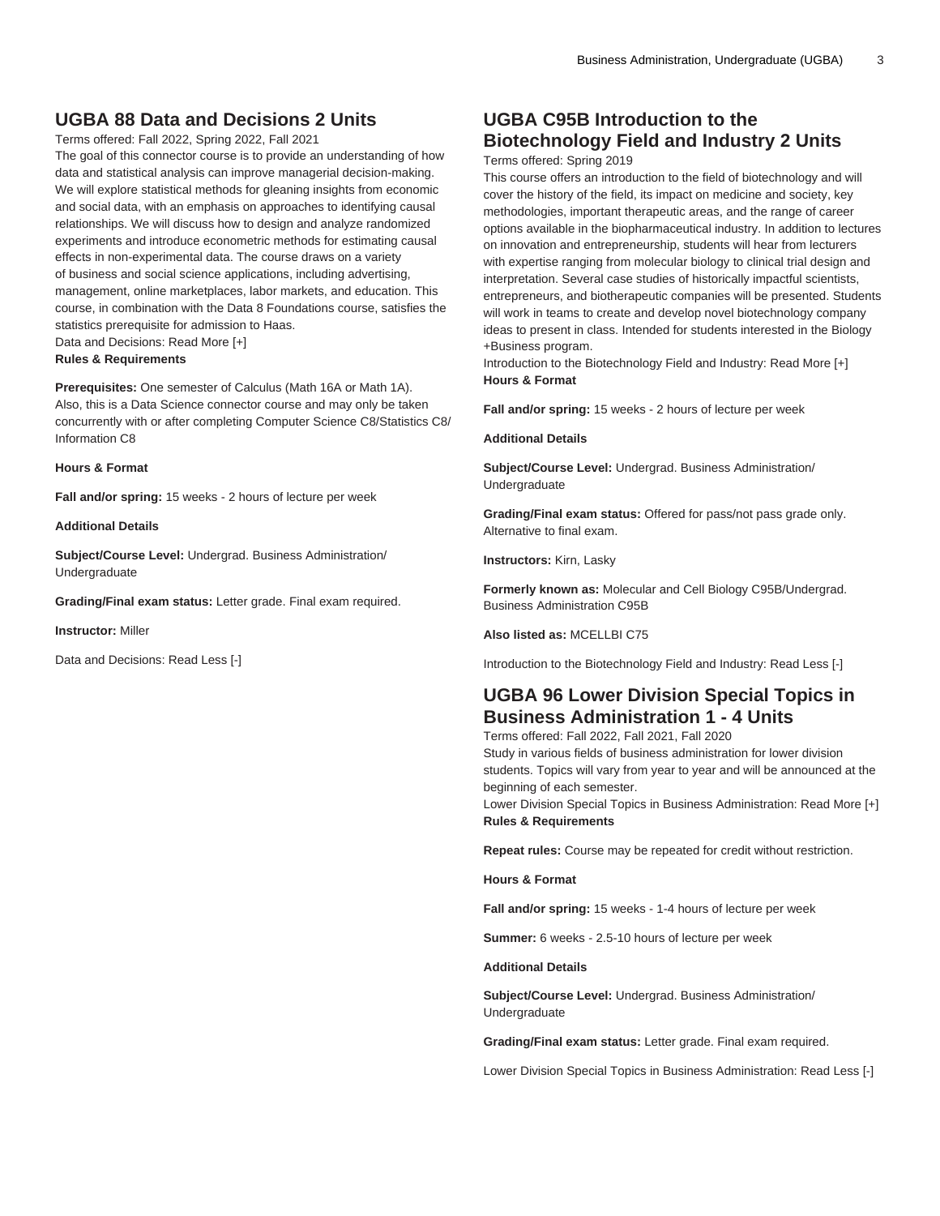## UGBA 88 Data and Decisions 2 Units

Terms offered: Fall 2022, Spring 2022, Fall 2021

The goal of this connector course is to provide an understanding of how data and statistical analysis can improve managerial decision-making. We will explore statistical methods for gleaning insights from economic and social data, with an emphasis on approaches to identifying causal relationships. We will discuss how to design and analyze randomized experiments and introduce econometric methods for estimating causal effects in non-experimental data. The course draws on a variety of business and social science applications, including advertising, management, online marketplaces, labor markets, and education. This course, in combination with the Data 8 Foundations course, satisfies the statistics prerequisite for admission to Haas.

Data and Decisions: Read More [+]

**Rules & Requirements**

**Prerequisites:** One semester of Calculus (Math 16A or Math 1A). Also, this is a Data Science connector course and may only be taken concurrently with or after completing Computer Science C8/Statistics C8/ Information C8

**Hours & Format**

**Fall and/or spring:** 15 weeks - 2 hours of lecture per week

**Additional Details**

**Subject/Course Level:** Undergrad. Business Administration/ Undergraduate

**Grading/Final exam status:** Letter grade. Final exam required.

**Instructor:** Miller

Data and Decisions: Read Less [-]

## UGBA C95B Introduction to the Biotechnology Field and Industry 2 Units

Terms offered: Spring 2019

This course offers an introduction to the field of biotechnology and will cover the history of the field, its impact on medicine and society, key methodologies, important therapeutic areas, and the range of career options available in the biopharmaceutical industry. In addition to lectures on innovation and entrepreneurship, students will hear from lecturers with expertise ranging from molecular biology to clinical trial design and interpretation. Several case studies of historically impactful scientists, entrepreneurs, and biotherapeutic companies will be presented. Students will work in teams to create and develop novel biotechnology company ideas to present in class. Intended for students interested in the Biology +Business program.

Introduction to the Biotechnology Field and Industry: Read More [+]

**Hours & Format**

**Fall and/or spring:** 15 weeks - 2 hours of lecture per week

**Additional Details**

**Subject/Course Level:** Undergrad. Business Administration/ Undergraduate

**Grading/Final exam status:** Offered for pass/not pass grade only. Alternative to final exam.

**Instructors:** Kirn, Lasky

**Formerly known as:** Molecular and Cell Biology C95B/Undergrad. Business Administration C95B

**Also listed as:** MCELLBI C75

Introduction to the Biotechnology Field and Industry: Read Less [-]

## UGBA 96 Lower Division Special Topics in Business Administration 1 - 4 Units

Terms offered: Fall 2022, Fall 2021, Fall 2020

Study in various fields of business administration for lower division students. Topics will vary from year to year and will be announced at the beginning of each semester.

Lower Division Special Topics in Business Administration: Read More [+]

**Rules & Requirements**

**Repeat rules:** Course may be repeated for credit without restriction.

**Hours & Format**

**Fall and/or spring:** 15 weeks - 1-4 hours of lecture per week

**Summer:** 6 weeks - 2.5-10 hours of lecture per week

**Additional Details**

**Subject/Course Level:** Undergrad. Business Administration/ Undergraduate

**Grading/Final exam status:** Letter grade. Final exam required.

Lower Division Special Topics in Business Administration: Read Less [-]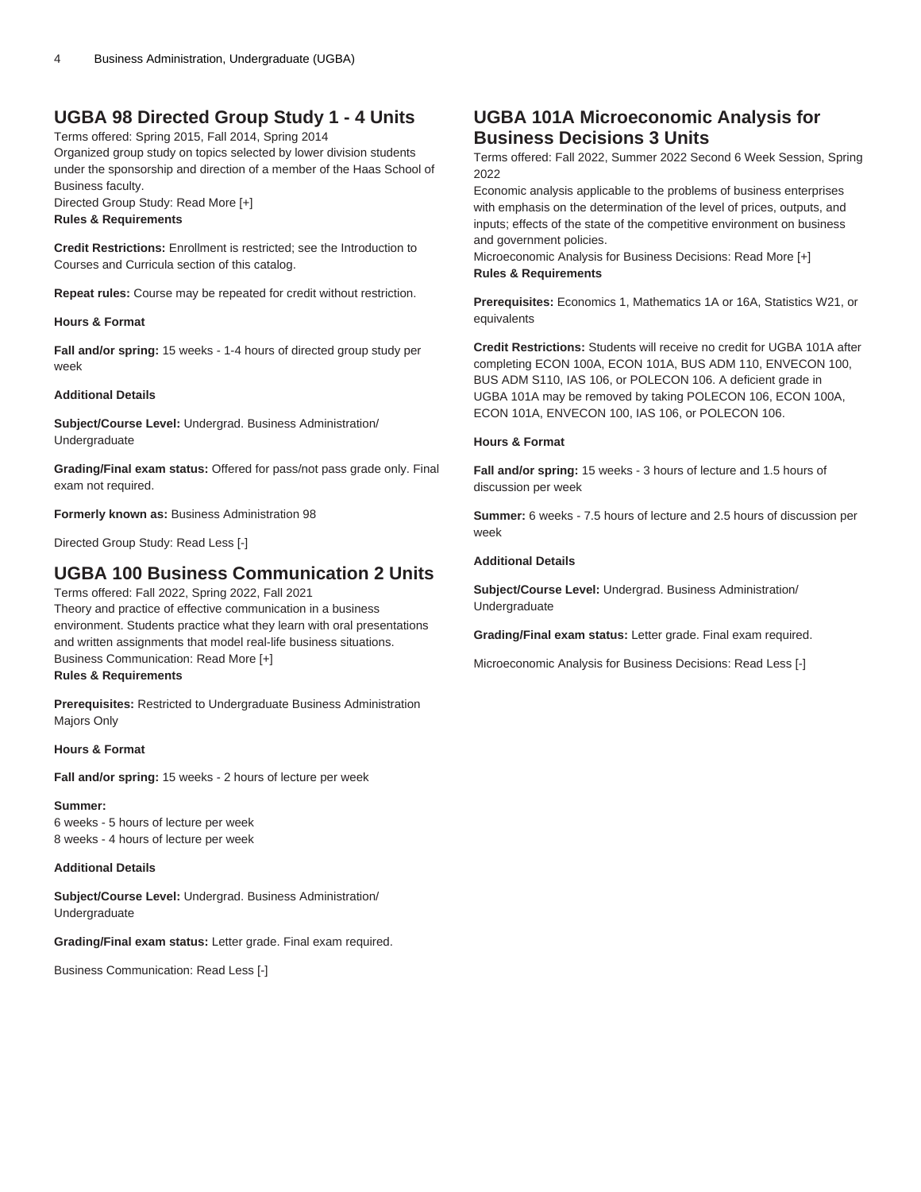## UGBA 98 Directed Group Study 1 - 4 Units

Terms offered: Spring 2015, Fall 2014, Spring 2014
Organized group study on topics selected by lower division students under the sponsorship and direction of a member of the Haas School of Business faculty.
Directed Group Study: Read More [+]
**Rules & Requirements**

**Credit Restrictions:** Enrollment is restricted; see the Introduction to Courses and Curricula section of this catalog.

**Repeat rules:** Course may be repeated for credit without restriction.

**Hours & Format**

**Fall and/or spring:** 15 weeks - 1-4 hours of directed group study per week

**Additional Details**

**Subject/Course Level:** Undergrad. Business Administration/ Undergraduate

**Grading/Final exam status:** Offered for pass/not pass grade only. Final exam not required.

**Formerly known as:** Business Administration 98

Directed Group Study: Read Less [-]

## UGBA 100 Business Communication 2 Units

Terms offered: Fall 2022, Spring 2022, Fall 2021
Theory and practice of effective communication in a business environment. Students practice what they learn with oral presentations and written assignments that model real-life business situations.
Business Communication: Read More [+]
**Rules & Requirements**

**Prerequisites:** Restricted to Undergraduate Business Administration Majors Only

**Hours & Format**

**Fall and/or spring:** 15 weeks - 2 hours of lecture per week

**Summer:**
6 weeks - 5 hours of lecture per week
8 weeks - 4 hours of lecture per week

**Additional Details**

**Subject/Course Level:** Undergrad. Business Administration/ Undergraduate

**Grading/Final exam status:** Letter grade. Final exam required.

Business Communication: Read Less [-]

## UGBA 101A Microeconomic Analysis for Business Decisions 3 Units

Terms offered: Fall 2022, Summer 2022 Second 6 Week Session, Spring 2022
Economic analysis applicable to the problems of business enterprises with emphasis on the determination of the level of prices, outputs, and inputs; effects of the state of the competitive environment on business and government policies.
Microeconomic Analysis for Business Decisions: Read More [+]
**Rules & Requirements**

**Prerequisites:** Economics 1, Mathematics 1A or 16A, Statistics W21, or equivalents

**Credit Restrictions:** Students will receive no credit for UGBA 101A after completing ECON 100A, ECON 101A, BUS ADM 110, ENVECON 100, BUS ADM S110, IAS 106, or POLECON 106. A deficient grade in UGBA 101A may be removed by taking POLECON 106, ECON 100A, ECON 101A, ENVECON 100, IAS 106, or POLECON 106.

**Hours & Format**

**Fall and/or spring:** 15 weeks - 3 hours of lecture and 1.5 hours of discussion per week

**Summer:** 6 weeks - 7.5 hours of lecture and 2.5 hours of discussion per week

**Additional Details**

**Subject/Course Level:** Undergrad. Business Administration/ Undergraduate

**Grading/Final exam status:** Letter grade. Final exam required.

Microeconomic Analysis for Business Decisions: Read Less [-]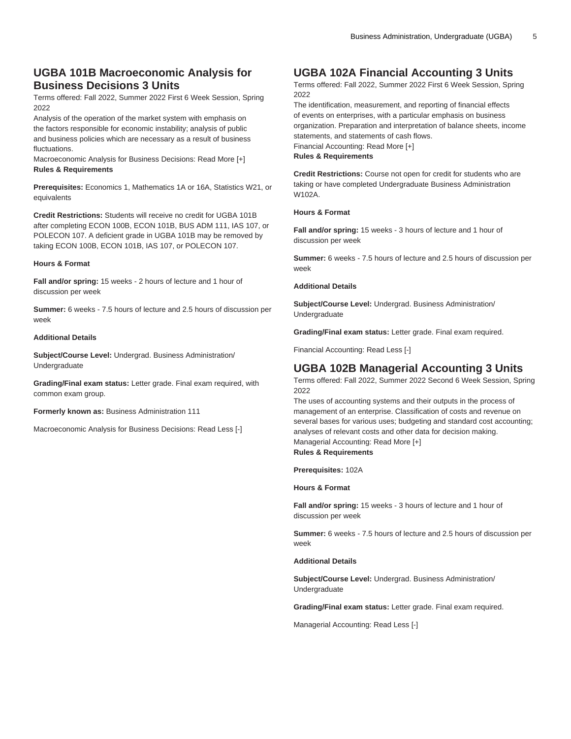## UGBA 101B Macroeconomic Analysis for Business Decisions 3 Units

Terms offered: Fall 2022, Summer 2022 First 6 Week Session, Spring 2022

Analysis of the operation of the market system with emphasis on the factors responsible for economic instability; analysis of public and business policies which are necessary as a result of business fluctuations.

Macroeconomic Analysis for Business Decisions: Read More [+]

**Rules & Requirements**

**Prerequisites:** Economics 1, Mathematics 1A or 16A, Statistics W21, or equivalents

**Credit Restrictions:** Students will receive no credit for UGBA 101B after completing ECON 100B, ECON 101B, BUS ADM 111, IAS 107, or POLECON 107. A deficient grade in UGBA 101B may be removed by taking ECON 100B, ECON 101B, IAS 107, or POLECON 107.

**Hours & Format**

**Fall and/or spring:** 15 weeks - 2 hours of lecture and 1 hour of discussion per week

**Summer:** 6 weeks - 7.5 hours of lecture and 2.5 hours of discussion per week

**Additional Details**

**Subject/Course Level:** Undergrad. Business Administration/ Undergraduate

**Grading/Final exam status:** Letter grade. Final exam required, with common exam group.

**Formerly known as:** Business Administration 111

Macroeconomic Analysis for Business Decisions: Read Less [-]

## UGBA 102A Financial Accounting 3 Units

Terms offered: Fall 2022, Summer 2022 First 6 Week Session, Spring 2022

The identification, measurement, and reporting of financial effects of events on enterprises, with a particular emphasis on business organization. Preparation and interpretation of balance sheets, income statements, and statements of cash flows.

Financial Accounting: Read More [+]

**Rules & Requirements**

**Credit Restrictions:** Course not open for credit for students who are taking or have completed Undergraduate Business Administration W102A.

**Hours & Format**

**Fall and/or spring:** 15 weeks - 3 hours of lecture and 1 hour of discussion per week

**Summer:** 6 weeks - 7.5 hours of lecture and 2.5 hours of discussion per week

**Additional Details**

**Subject/Course Level:** Undergrad. Business Administration/ Undergraduate

**Grading/Final exam status:** Letter grade. Final exam required.

Financial Accounting: Read Less [-]

## UGBA 102B Managerial Accounting 3 Units

Terms offered: Fall 2022, Summer 2022 Second 6 Week Session, Spring 2022

The uses of accounting systems and their outputs in the process of management of an enterprise. Classification of costs and revenue on several bases for various uses; budgeting and standard cost accounting; analyses of relevant costs and other data for decision making.

Managerial Accounting: Read More [+]

**Rules & Requirements**

**Prerequisites:** 102A

**Hours & Format**

**Fall and/or spring:** 15 weeks - 3 hours of lecture and 1 hour of discussion per week

**Summer:** 6 weeks - 7.5 hours of lecture and 2.5 hours of discussion per week

**Additional Details**

**Subject/Course Level:** Undergrad. Business Administration/ Undergraduate

**Grading/Final exam status:** Letter grade. Final exam required.

Managerial Accounting: Read Less [-]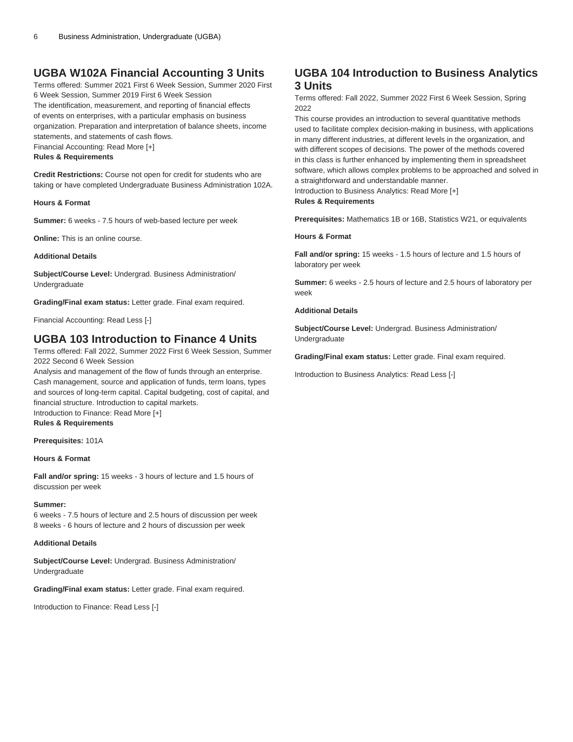## UGBA W102A Financial Accounting 3 Units

Terms offered: Summer 2021 First 6 Week Session, Summer 2020 First 6 Week Session, Summer 2019 First 6 Week Session

The identification, measurement, and reporting of financial effects of events on enterprises, with a particular emphasis on business organization. Preparation and interpretation of balance sheets, income statements, and statements of cash flows.

Financial Accounting: Read More [+]

**Rules & Requirements**

**Credit Restrictions:** Course not open for credit for students who are taking or have completed Undergraduate Business Administration 102A.

**Hours & Format**

**Summer:** 6 weeks - 7.5 hours of web-based lecture per week

**Online:** This is an online course.

**Additional Details**

**Subject/Course Level:** Undergrad. Business Administration/Undergraduate

**Grading/Final exam status:** Letter grade. Final exam required.

Financial Accounting: Read Less [-]

## UGBA 103 Introduction to Finance 4 Units

Terms offered: Fall 2022, Summer 2022 First 6 Week Session, Summer 2022 Second 6 Week Session

Analysis and management of the flow of funds through an enterprise. Cash management, source and application of funds, term loans, types and sources of long-term capital. Capital budgeting, cost of capital, and financial structure. Introduction to capital markets.

Introduction to Finance: Read More [+]

**Rules & Requirements**

**Prerequisites:** 101A

**Hours & Format**

**Fall and/or spring:** 15 weeks - 3 hours of lecture and 1.5 hours of discussion per week

**Summer:**
6 weeks - 7.5 hours of lecture and 2.5 hours of discussion per week
8 weeks - 6 hours of lecture and 2 hours of discussion per week

**Additional Details**

**Subject/Course Level:** Undergrad. Business Administration/Undergraduate

**Grading/Final exam status:** Letter grade. Final exam required.

Introduction to Finance: Read Less [-]

## UGBA 104 Introduction to Business Analytics 3 Units

Terms offered: Fall 2022, Summer 2022 First 6 Week Session, Spring 2022

This course provides an introduction to several quantitative methods used to facilitate complex decision-making in business, with applications in many different industries, at different levels in the organization, and with different scopes of decisions. The power of the methods covered in this class is further enhanced by implementing them in spreadsheet software, which allows complex problems to be approached and solved in a straightforward and understandable manner.

Introduction to Business Analytics: Read More [+]

**Rules & Requirements**

**Prerequisites:** Mathematics 1B or 16B, Statistics W21, or equivalents

**Hours & Format**

**Fall and/or spring:** 15 weeks - 1.5 hours of lecture and 1.5 hours of laboratory per week

**Summer:** 6 weeks - 2.5 hours of lecture and 2.5 hours of laboratory per week

**Additional Details**

**Subject/Course Level:** Undergrad. Business Administration/Undergraduate

**Grading/Final exam status:** Letter grade. Final exam required.

Introduction to Business Analytics: Read Less [-]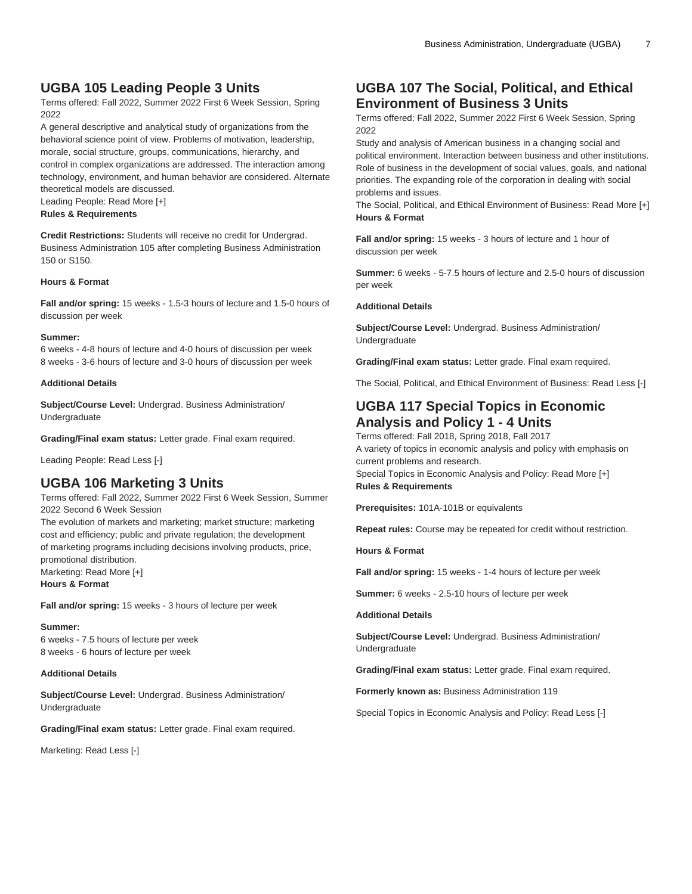## UGBA 105 Leading People 3 Units

Terms offered: Fall 2022, Summer 2022 First 6 Week Session, Spring 2022

A general descriptive and analytical study of organizations from the behavioral science point of view. Problems of motivation, leadership, morale, social structure, groups, communications, hierarchy, and control in complex organizations are addressed. The interaction among technology, environment, and human behavior are considered. Alternate theoretical models are discussed.

Leading People: Read More [+]

**Rules & Requirements**

**Credit Restrictions:** Students will receive no credit for Undergrad. Business Administration 105 after completing Business Administration 150 or S150.

**Hours & Format**

**Fall and/or spring:** 15 weeks - 1.5-3 hours of lecture and 1.5-0 hours of discussion per week

**Summer:**
6 weeks - 4-8 hours of lecture and 4-0 hours of discussion per week
8 weeks - 3-6 hours of lecture and 3-0 hours of discussion per week

**Additional Details**

**Subject/Course Level:** Undergrad. Business Administration/ Undergraduate

**Grading/Final exam status:** Letter grade. Final exam required.

Leading People: Read Less [-]

## UGBA 106 Marketing 3 Units

Terms offered: Fall 2022, Summer 2022 First 6 Week Session, Summer 2022 Second 6 Week Session

The evolution of markets and marketing; market structure; marketing cost and efficiency; public and private regulation; the development of marketing programs including decisions involving products, price, promotional distribution.

Marketing: Read More [+]

**Hours & Format**

**Fall and/or spring:** 15 weeks - 3 hours of lecture per week

**Summer:**
6 weeks - 7.5 hours of lecture per week
8 weeks - 6 hours of lecture per week

**Additional Details**

**Subject/Course Level:** Undergrad. Business Administration/ Undergraduate

**Grading/Final exam status:** Letter grade. Final exam required.

Marketing: Read Less [-]

## UGBA 107 The Social, Political, and Ethical Environment of Business 3 Units

Terms offered: Fall 2022, Summer 2022 First 6 Week Session, Spring 2022

Study and analysis of American business in a changing social and political environment. Interaction between business and other institutions. Role of business in the development of social values, goals, and national priorities. The expanding role of the corporation in dealing with social problems and issues.

The Social, Political, and Ethical Environment of Business: Read More [+]

**Hours & Format**

**Fall and/or spring:** 15 weeks - 3 hours of lecture and 1 hour of discussion per week

**Summer:** 6 weeks - 5-7.5 hours of lecture and 2.5-0 hours of discussion per week

**Additional Details**

**Subject/Course Level:** Undergrad. Business Administration/ Undergraduate

**Grading/Final exam status:** Letter grade. Final exam required.

The Social, Political, and Ethical Environment of Business: Read Less [-]

## UGBA 117 Special Topics in Economic Analysis and Policy 1 - 4 Units

Terms offered: Fall 2018, Spring 2018, Fall 2017

A variety of topics in economic analysis and policy with emphasis on current problems and research.

Special Topics in Economic Analysis and Policy: Read More [+]

**Rules & Requirements**

**Prerequisites:** 101A-101B or equivalents

**Repeat rules:** Course may be repeated for credit without restriction.

**Hours & Format**

**Fall and/or spring:** 15 weeks - 1-4 hours of lecture per week

**Summer:** 6 weeks - 2.5-10 hours of lecture per week

**Additional Details**

**Subject/Course Level:** Undergrad. Business Administration/ Undergraduate

**Grading/Final exam status:** Letter grade. Final exam required.

**Formerly known as:** Business Administration 119

Special Topics in Economic Analysis and Policy: Read Less [-]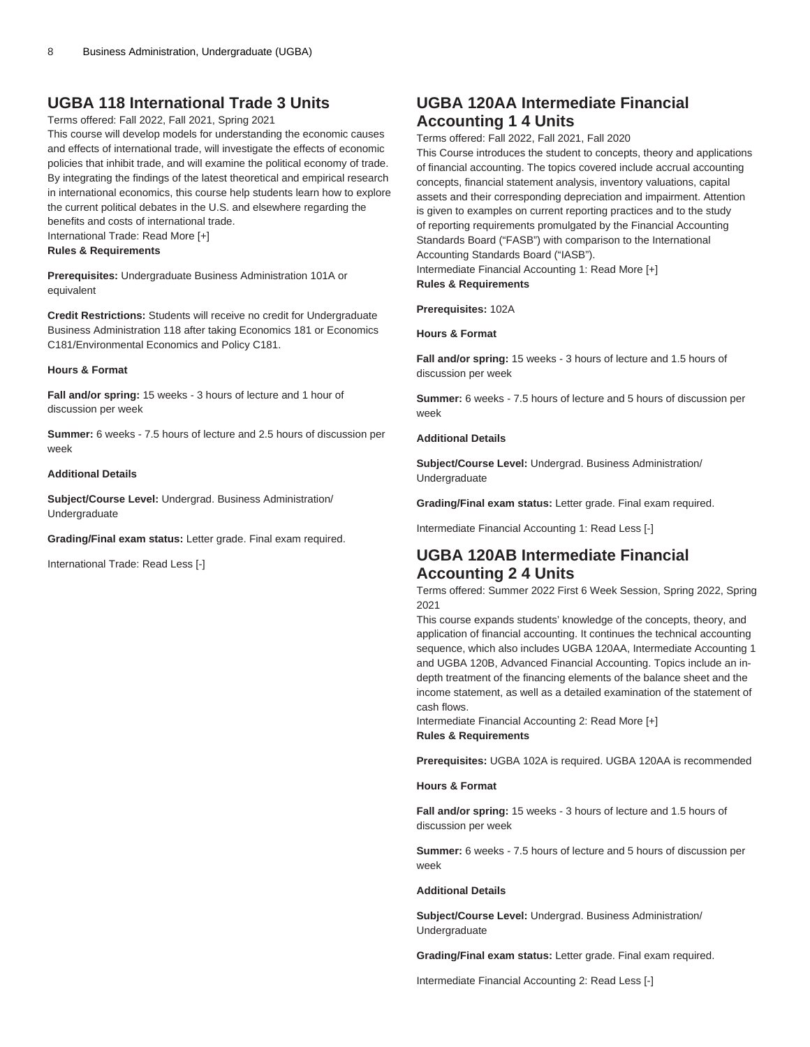## UGBA 118 International Trade 3 Units

Terms offered: Fall 2022, Fall 2021, Spring 2021

This course will develop models for understanding the economic causes and effects of international trade, will investigate the effects of economic policies that inhibit trade, and will examine the political economy of trade. By integrating the findings of the latest theoretical and empirical research in international economics, this course help students learn how to explore the current political debates in the U.S. and elsewhere regarding the benefits and costs of international trade.

International Trade: Read More [+]

**Rules & Requirements**

**Prerequisites:** Undergraduate Business Administration 101A or equivalent

**Credit Restrictions:** Students will receive no credit for Undergraduate Business Administration 118 after taking Economics 181 or Economics C181/Environmental Economics and Policy C181.

**Hours & Format**

**Fall and/or spring:** 15 weeks - 3 hours of lecture and 1 hour of discussion per week

**Summer:** 6 weeks - 7.5 hours of lecture and 2.5 hours of discussion per week

**Additional Details**

**Subject/Course Level:** Undergrad. Business Administration/ Undergraduate

**Grading/Final exam status:** Letter grade. Final exam required.

International Trade: Read Less [-]

## UGBA 120AA Intermediate Financial Accounting 1 4 Units

Terms offered: Fall 2022, Fall 2021, Fall 2020

This Course introduces the student to concepts, theory and applications of financial accounting. The topics covered include accrual accounting concepts, financial statement analysis, inventory valuations, capital assets and their corresponding depreciation and impairment. Attention is given to examples on current reporting practices and to the study of reporting requirements promulgated by the Financial Accounting Standards Board ("FASB") with comparison to the International Accounting Standards Board ("IASB").

Intermediate Financial Accounting 1: Read More [+]

**Rules & Requirements**

**Prerequisites:** 102A

**Hours & Format**

**Fall and/or spring:** 15 weeks - 3 hours of lecture and 1.5 hours of discussion per week

**Summer:** 6 weeks - 7.5 hours of lecture and 5 hours of discussion per week

**Additional Details**

**Subject/Course Level:** Undergrad. Business Administration/ Undergraduate

**Grading/Final exam status:** Letter grade. Final exam required.

Intermediate Financial Accounting 1: Read Less [-]

## UGBA 120AB Intermediate Financial Accounting 2 4 Units

Terms offered: Summer 2022 First 6 Week Session, Spring 2022, Spring 2021

This course expands students' knowledge of the concepts, theory, and application of financial accounting. It continues the technical accounting sequence, which also includes UGBA 120AA, Intermediate Accounting 1 and UGBA 120B, Advanced Financial Accounting. Topics include an in-depth treatment of the financing elements of the balance sheet and the income statement, as well as a detailed examination of the statement of cash flows.

Intermediate Financial Accounting 2: Read More [+]

**Rules & Requirements**

**Prerequisites:** UGBA 102A is required. UGBA 120AA is recommended

**Hours & Format**

**Fall and/or spring:** 15 weeks - 3 hours of lecture and 1.5 hours of discussion per week

**Summer:** 6 weeks - 7.5 hours of lecture and 5 hours of discussion per week

**Additional Details**

**Subject/Course Level:** Undergrad. Business Administration/ Undergraduate

**Grading/Final exam status:** Letter grade. Final exam required.

Intermediate Financial Accounting 2: Read Less [-]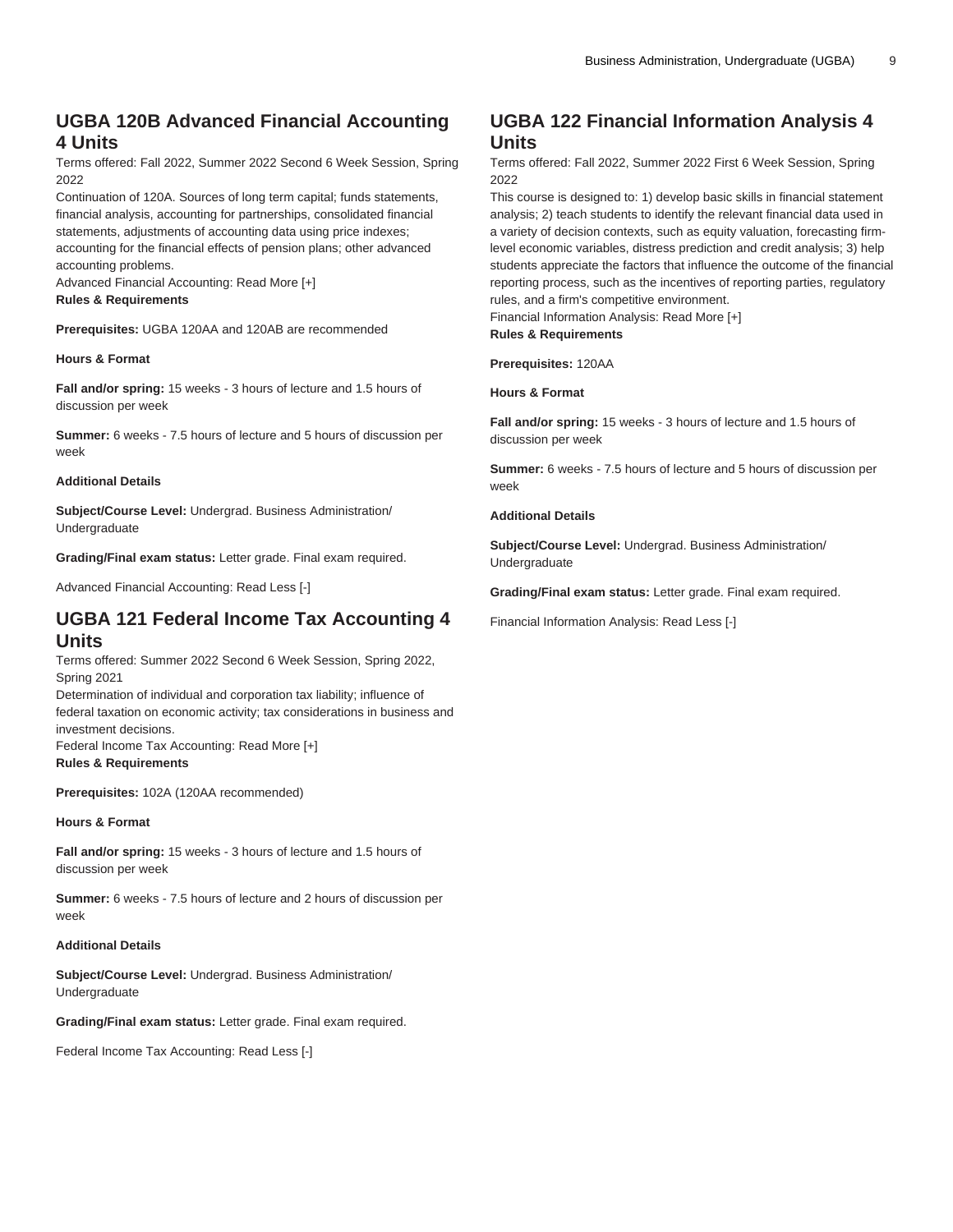## UGBA 120B Advanced Financial Accounting 4 Units

Terms offered: Fall 2022, Summer 2022 Second 6 Week Session, Spring 2022

Continuation of 120A. Sources of long term capital; funds statements, financial analysis, accounting for partnerships, consolidated financial statements, adjustments of accounting data using price indexes; accounting for the financial effects of pension plans; other advanced accounting problems.

Advanced Financial Accounting: Read More [+]

**Rules & Requirements**

**Prerequisites:** UGBA 120AA and 120AB are recommended

**Hours & Format**

**Fall and/or spring:** 15 weeks - 3 hours of lecture and 1.5 hours of discussion per week

**Summer:** 6 weeks - 7.5 hours of lecture and 5 hours of discussion per week

**Additional Details**

**Subject/Course Level:** Undergrad. Business Administration/ Undergraduate

**Grading/Final exam status:** Letter grade. Final exam required.

Advanced Financial Accounting: Read Less [-]

## UGBA 121 Federal Income Tax Accounting 4 Units

Terms offered: Summer 2022 Second 6 Week Session, Spring 2022, Spring 2021

Determination of individual and corporation tax liability; influence of federal taxation on economic activity; tax considerations in business and investment decisions.

Federal Income Tax Accounting: Read More [+]

**Rules & Requirements**

**Prerequisites:** 102A (120AA recommended)

**Hours & Format**

**Fall and/or spring:** 15 weeks - 3 hours of lecture and 1.5 hours of discussion per week

**Summer:** 6 weeks - 7.5 hours of lecture and 2 hours of discussion per week

**Additional Details**

**Subject/Course Level:** Undergrad. Business Administration/ Undergraduate

**Grading/Final exam status:** Letter grade. Final exam required.

Federal Income Tax Accounting: Read Less [-]

## UGBA 122 Financial Information Analysis 4 Units

Terms offered: Fall 2022, Summer 2022 First 6 Week Session, Spring 2022

This course is designed to: 1) develop basic skills in financial statement analysis; 2) teach students to identify the relevant financial data used in a variety of decision contexts, such as equity valuation, forecasting firm-level economic variables, distress prediction and credit analysis; 3) help students appreciate the factors that influence the outcome of the financial reporting process, such as the incentives of reporting parties, regulatory rules, and a firm's competitive environment.

Financial Information Analysis: Read More [+]

**Rules & Requirements**

**Prerequisites:** 120AA

**Hours & Format**

**Fall and/or spring:** 15 weeks - 3 hours of lecture and 1.5 hours of discussion per week

**Summer:** 6 weeks - 7.5 hours of lecture and 5 hours of discussion per week

**Additional Details**

**Subject/Course Level:** Undergrad. Business Administration/ Undergraduate

**Grading/Final exam status:** Letter grade. Final exam required.

Financial Information Analysis: Read Less [-]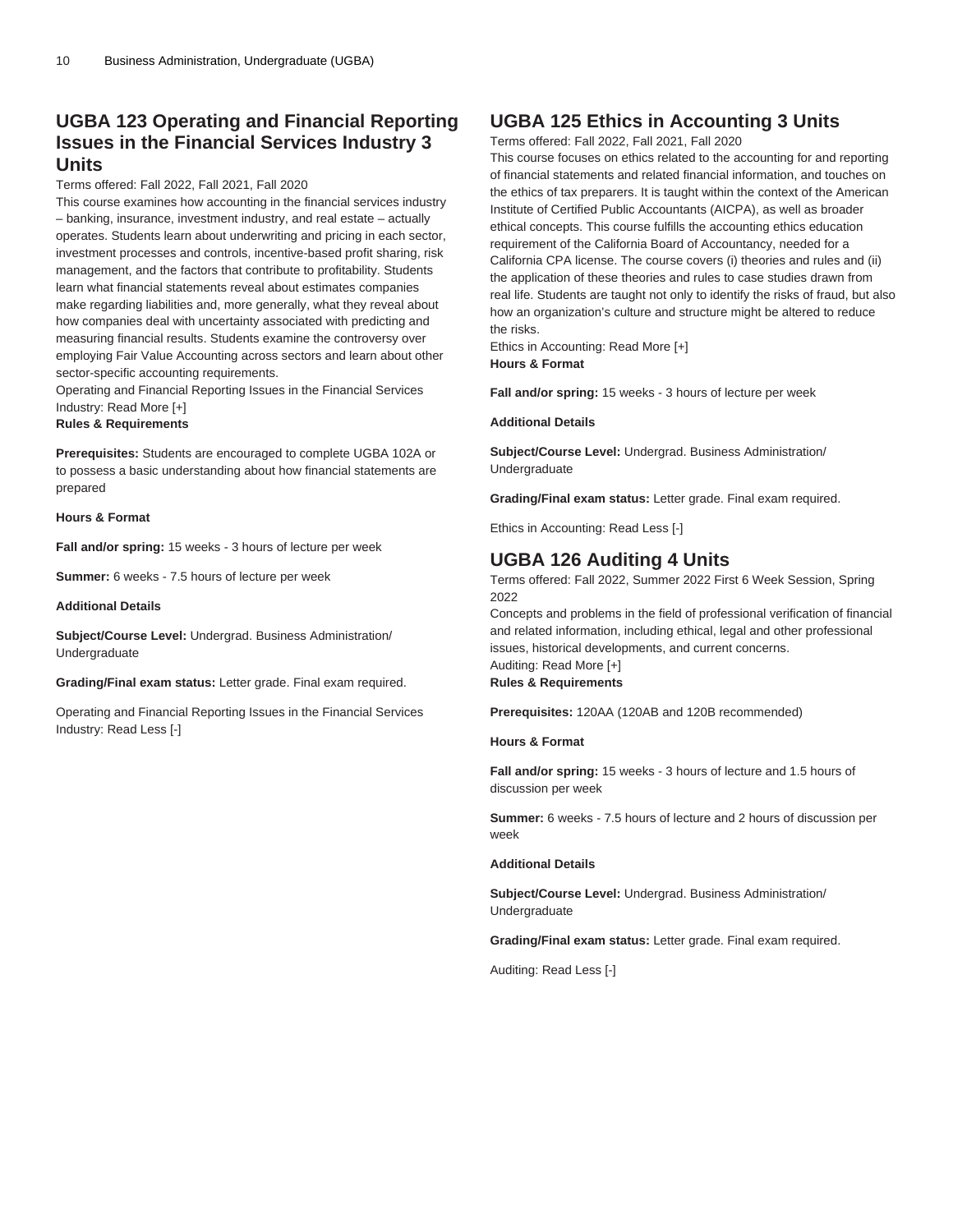## UGBA 123 Operating and Financial Reporting Issues in the Financial Services Industry 3 Units

Terms offered: Fall 2022, Fall 2021, Fall 2020

This course examines how accounting in the financial services industry – banking, insurance, investment industry, and real estate – actually operates. Students learn about underwriting and pricing in each sector, investment processes and controls, incentive-based profit sharing, risk management, and the factors that contribute to profitability. Students learn what financial statements reveal about estimates companies make regarding liabilities and, more generally, what they reveal about how companies deal with uncertainty associated with predicting and measuring financial results. Students examine the controversy over employing Fair Value Accounting across sectors and learn about other sector-specific accounting requirements.

Operating and Financial Reporting Issues in the Financial Services Industry: Read More [+]

**Rules & Requirements**

**Prerequisites:** Students are encouraged to complete UGBA 102A or to possess a basic understanding about how financial statements are prepared

**Hours & Format**

**Fall and/or spring:** 15 weeks - 3 hours of lecture per week

**Summer:** 6 weeks - 7.5 hours of lecture per week

**Additional Details**

**Subject/Course Level:** Undergrad. Business Administration/ Undergraduate

**Grading/Final exam status:** Letter grade. Final exam required.

Operating and Financial Reporting Issues in the Financial Services Industry: Read Less [-]

## UGBA 125 Ethics in Accounting 3 Units

Terms offered: Fall 2022, Fall 2021, Fall 2020

This course focuses on ethics related to the accounting for and reporting of financial statements and related financial information, and touches on the ethics of tax preparers. It is taught within the context of the American Institute of Certified Public Accountants (AICPA), as well as broader ethical concepts. This course fulfills the accounting ethics education requirement of the California Board of Accountancy, needed for a California CPA license. The course covers (i) theories and rules and (ii) the application of these theories and rules to case studies drawn from real life. Students are taught not only to identify the risks of fraud, but also how an organization's culture and structure might be altered to reduce the risks.

Ethics in Accounting: Read More [+]

**Hours & Format**

**Fall and/or spring:** 15 weeks - 3 hours of lecture per week

**Additional Details**

**Subject/Course Level:** Undergrad. Business Administration/ Undergraduate

**Grading/Final exam status:** Letter grade. Final exam required.

Ethics in Accounting: Read Less [-]

## UGBA 126 Auditing 4 Units

Terms offered: Fall 2022, Summer 2022 First 6 Week Session, Spring 2022

Concepts and problems in the field of professional verification of financial and related information, including ethical, legal and other professional issues, historical developments, and current concerns.

Auditing: Read More [+]

**Rules & Requirements**

**Prerequisites:** 120AA (120AB and 120B recommended)

**Hours & Format**

**Fall and/or spring:** 15 weeks - 3 hours of lecture and 1.5 hours of discussion per week

**Summer:** 6 weeks - 7.5 hours of lecture and 2 hours of discussion per week

**Additional Details**

**Subject/Course Level:** Undergrad. Business Administration/ Undergraduate

**Grading/Final exam status:** Letter grade. Final exam required.

Auditing: Read Less [-]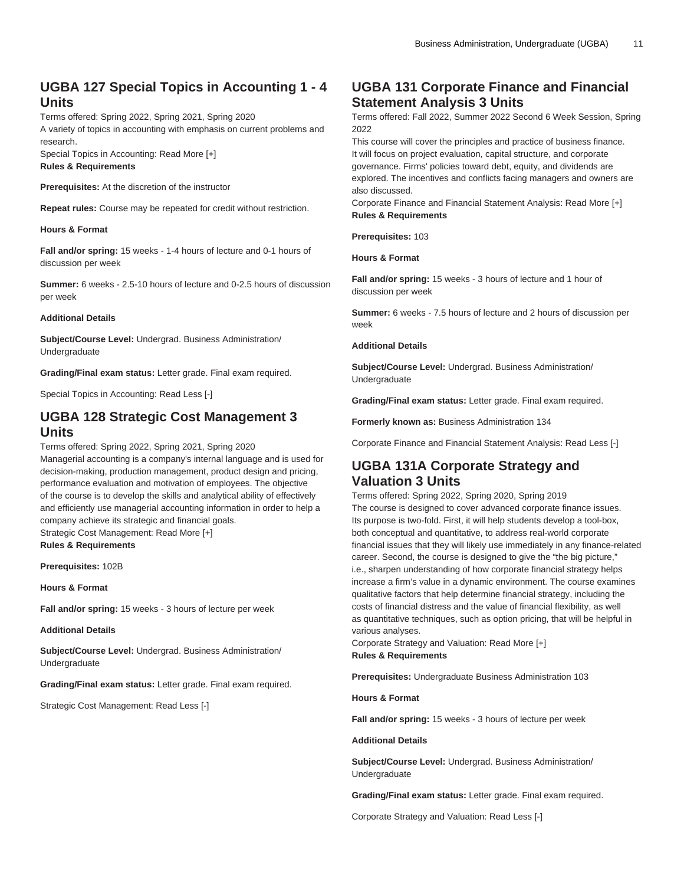## UGBA 127 Special Topics in Accounting 1 - 4 Units

Terms offered: Spring 2022, Spring 2021, Spring 2020
A variety of topics in accounting with emphasis on current problems and research.
Special Topics in Accounting: Read More [+]
**Rules & Requirements**

**Prerequisites:** At the discretion of the instructor

**Repeat rules:** Course may be repeated for credit without restriction.

**Hours & Format**

**Fall and/or spring:** 15 weeks - 1-4 hours of lecture and 0-1 hours of discussion per week

**Summer:** 6 weeks - 2.5-10 hours of lecture and 0-2.5 hours of discussion per week

**Additional Details**

**Subject/Course Level:** Undergrad. Business Administration/ Undergraduate

**Grading/Final exam status:** Letter grade. Final exam required.

Special Topics in Accounting: Read Less [-]

## UGBA 128 Strategic Cost Management 3 Units

Terms offered: Spring 2022, Spring 2021, Spring 2020
Managerial accounting is a company's internal language and is used for decision-making, production management, product design and pricing, performance evaluation and motivation of employees. The objective of the course is to develop the skills and analytical ability of effectively and efficiently use managerial accounting information in order to help a company achieve its strategic and financial goals.
Strategic Cost Management: Read More [+]
**Rules & Requirements**

**Prerequisites:** 102B

**Hours & Format**

**Fall and/or spring:** 15 weeks - 3 hours of lecture per week

**Additional Details**

**Subject/Course Level:** Undergrad. Business Administration/ Undergraduate

**Grading/Final exam status:** Letter grade. Final exam required.

Strategic Cost Management: Read Less [-]

## UGBA 131 Corporate Finance and Financial Statement Analysis 3 Units

Terms offered: Fall 2022, Summer 2022 Second 6 Week Session, Spring 2022
This course will cover the principles and practice of business finance. It will focus on project evaluation, capital structure, and corporate governance. Firms' policies toward debt, equity, and dividends are explored. The incentives and conflicts facing managers and owners are also discussed.
Corporate Finance and Financial Statement Analysis: Read More [+]
**Rules & Requirements**

**Prerequisites:** 103

**Hours & Format**

**Fall and/or spring:** 15 weeks - 3 hours of lecture and 1 hour of discussion per week

**Summer:** 6 weeks - 7.5 hours of lecture and 2 hours of discussion per week

**Additional Details**

**Subject/Course Level:** Undergrad. Business Administration/ Undergraduate

**Grading/Final exam status:** Letter grade. Final exam required.

**Formerly known as:** Business Administration 134

Corporate Finance and Financial Statement Analysis: Read Less [-]

## UGBA 131A Corporate Strategy and Valuation 3 Units

Terms offered: Spring 2022, Spring 2020, Spring 2019
The course is designed to cover advanced corporate finance issues. Its purpose is two-fold. First, it will help students develop a tool-box, both conceptual and quantitative, to address real-world corporate financial issues that they will likely use immediately in any finance-related career. Second, the course is designed to give the "the big picture," i.e., sharpen understanding of how corporate financial strategy helps increase a firm's value in a dynamic environment. The course examines qualitative factors that help determine financial strategy, including the costs of financial distress and the value of financial flexibility, as well as quantitative techniques, such as option pricing, that will be helpful in various analyses.
Corporate Strategy and Valuation: Read More [+]
**Rules & Requirements**

**Prerequisites:** Undergraduate Business Administration 103

**Hours & Format**

**Fall and/or spring:** 15 weeks - 3 hours of lecture per week

**Additional Details**

**Subject/Course Level:** Undergrad. Business Administration/ Undergraduate

**Grading/Final exam status:** Letter grade. Final exam required.

Corporate Strategy and Valuation: Read Less [-]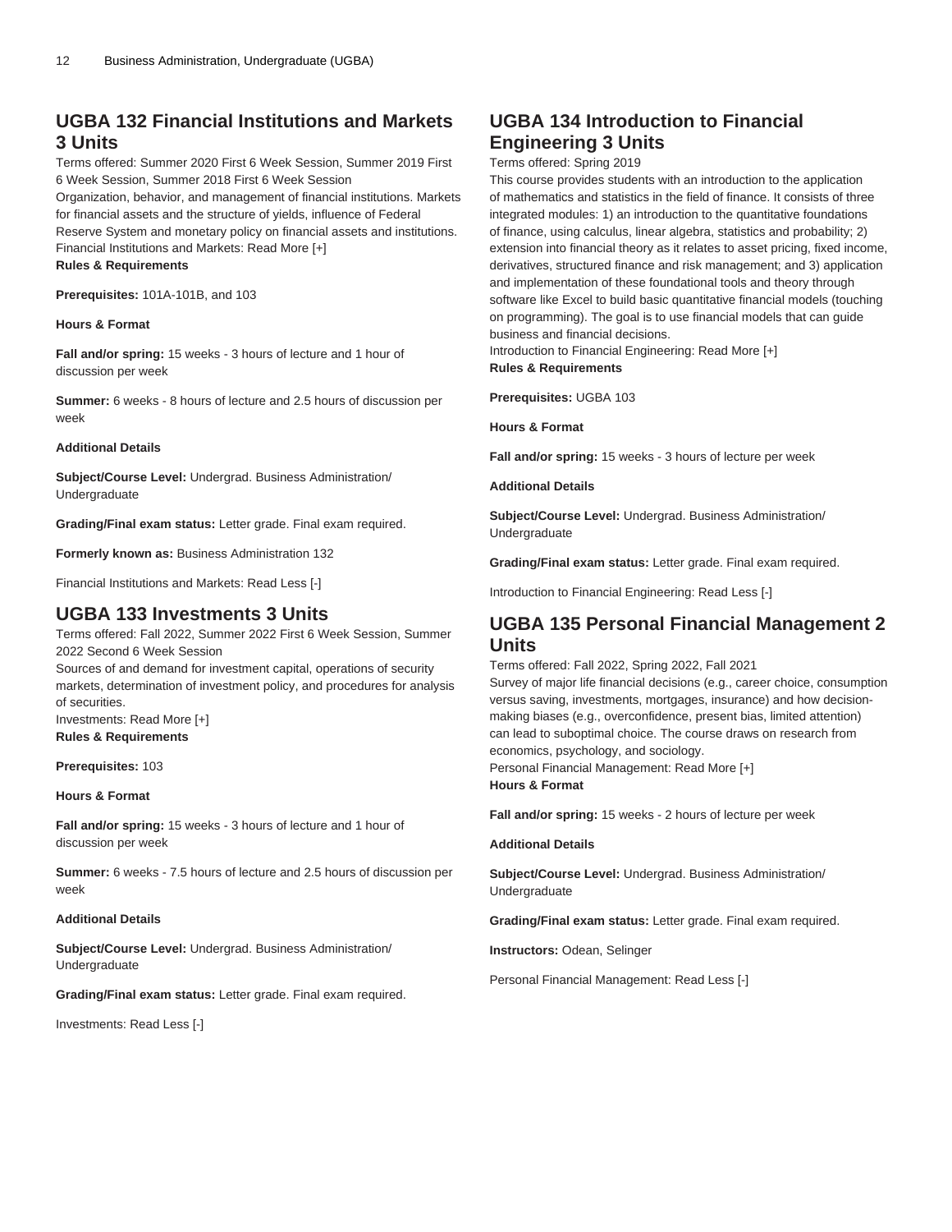## UGBA 132 Financial Institutions and Markets 3 Units

Terms offered: Summer 2020 First 6 Week Session, Summer 2019 First 6 Week Session, Summer 2018 First 6 Week Session

Organization, behavior, and management of financial institutions. Markets for financial assets and the structure of yields, influence of Federal Reserve System and monetary policy on financial assets and institutions.

Financial Institutions and Markets: Read More [+]

**Rules & Requirements**

**Prerequisites:** 101A-101B, and 103

**Hours & Format**

**Fall and/or spring:** 15 weeks - 3 hours of lecture and 1 hour of discussion per week

**Summer:** 6 weeks - 8 hours of lecture and 2.5 hours of discussion per week

**Additional Details**

**Subject/Course Level:** Undergrad. Business Administration/ Undergraduate

**Grading/Final exam status:** Letter grade. Final exam required.

**Formerly known as:** Business Administration 132

Financial Institutions and Markets: Read Less [-]

## UGBA 133 Investments 3 Units

Terms offered: Fall 2022, Summer 2022 First 6 Week Session, Summer 2022 Second 6 Week Session

Sources of and demand for investment capital, operations of security markets, determination of investment policy, and procedures for analysis of securities.

Investments: Read More [+]

**Rules & Requirements**

**Prerequisites:** 103

**Hours & Format**

**Fall and/or spring:** 15 weeks - 3 hours of lecture and 1 hour of discussion per week

**Summer:** 6 weeks - 7.5 hours of lecture and 2.5 hours of discussion per week

**Additional Details**

**Subject/Course Level:** Undergrad. Business Administration/ Undergraduate

**Grading/Final exam status:** Letter grade. Final exam required.

Investments: Read Less [-]

## UGBA 134 Introduction to Financial Engineering 3 Units

Terms offered: Spring 2019

This course provides students with an introduction to the application of mathematics and statistics in the field of finance. It consists of three integrated modules: 1) an introduction to the quantitative foundations of finance, using calculus, linear algebra, statistics and probability; 2) extension into financial theory as it relates to asset pricing, fixed income, derivatives, structured finance and risk management; and 3) application and implementation of these foundational tools and theory through software like Excel to build basic quantitative financial models (touching on programming). The goal is to use financial models that can guide business and financial decisions.

Introduction to Financial Engineering: Read More [+]

**Rules & Requirements**

**Prerequisites:** UGBA 103

**Hours & Format**

**Fall and/or spring:** 15 weeks - 3 hours of lecture per week

**Additional Details**

**Subject/Course Level:** Undergrad. Business Administration/ Undergraduate

**Grading/Final exam status:** Letter grade. Final exam required.

Introduction to Financial Engineering: Read Less [-]

## UGBA 135 Personal Financial Management 2 Units

Terms offered: Fall 2022, Spring 2022, Fall 2021

Survey of major life financial decisions (e.g., career choice, consumption versus saving, investments, mortgages, insurance) and how decision-making biases (e.g., overconfidence, present bias, limited attention) can lead to suboptimal choice. The course draws on research from economics, psychology, and sociology.

Personal Financial Management: Read More [+]

**Hours & Format**

**Fall and/or spring:** 15 weeks - 2 hours of lecture per week

**Additional Details**

**Subject/Course Level:** Undergrad. Business Administration/ Undergraduate

**Grading/Final exam status:** Letter grade. Final exam required.

**Instructors:** Odean, Selinger

Personal Financial Management: Read Less [-]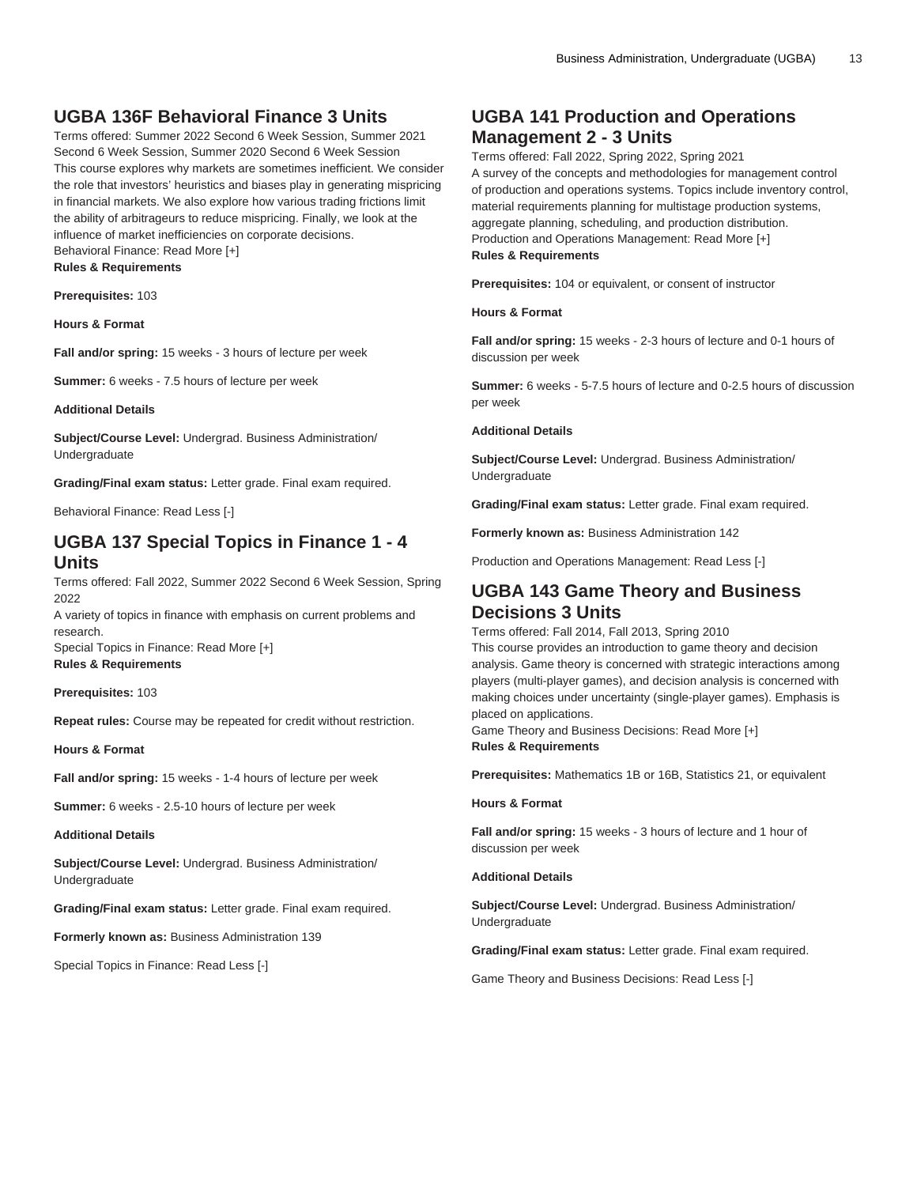## UGBA 136F Behavioral Finance 3 Units

Terms offered: Summer 2022 Second 6 Week Session, Summer 2021 Second 6 Week Session, Summer 2020 Second 6 Week Session

This course explores why markets are sometimes inefficient. We consider the role that investors' heuristics and biases play in generating mispricing in financial markets. We also explore how various trading frictions limit the ability of arbitrageurs to reduce mispricing. Finally, we look at the influence of market inefficiencies on corporate decisions.

Behavioral Finance: Read More [+]

**Rules & Requirements**

**Prerequisites:** 103

**Hours & Format**

**Fall and/or spring:** 15 weeks - 3 hours of lecture per week

**Summer:** 6 weeks - 7.5 hours of lecture per week

**Additional Details**

**Subject/Course Level:** Undergrad. Business Administration/ Undergraduate

**Grading/Final exam status:** Letter grade. Final exam required.

Behavioral Finance: Read Less [-]

## UGBA 137 Special Topics in Finance 1 - 4 Units

Terms offered: Fall 2022, Summer 2022 Second 6 Week Session, Spring 2022

A variety of topics in finance with emphasis on current problems and research.

Special Topics in Finance: Read More [+]

**Rules & Requirements**

**Prerequisites:** 103

**Repeat rules:** Course may be repeated for credit without restriction.

**Hours & Format**

**Fall and/or spring:** 15 weeks - 1-4 hours of lecture per week

**Summer:** 6 weeks - 2.5-10 hours of lecture per week

**Additional Details**

**Subject/Course Level:** Undergrad. Business Administration/ Undergraduate

**Grading/Final exam status:** Letter grade. Final exam required.

**Formerly known as:** Business Administration 139

Special Topics in Finance: Read Less [-]

## UGBA 141 Production and Operations Management 2 - 3 Units

Terms offered: Fall 2022, Spring 2022, Spring 2021

A survey of the concepts and methodologies for management control of production and operations systems. Topics include inventory control, material requirements planning for multistage production systems, aggregate planning, scheduling, and production distribution.

Production and Operations Management: Read More [+]

**Rules & Requirements**

**Prerequisites:** 104 or equivalent, or consent of instructor

**Hours & Format**

**Fall and/or spring:** 15 weeks - 2-3 hours of lecture and 0-1 hours of discussion per week

**Summer:** 6 weeks - 5-7.5 hours of lecture and 0-2.5 hours of discussion per week

**Additional Details**

**Subject/Course Level:** Undergrad. Business Administration/ Undergraduate

**Grading/Final exam status:** Letter grade. Final exam required.

**Formerly known as:** Business Administration 142

Production and Operations Management: Read Less [-]

## UGBA 143 Game Theory and Business Decisions 3 Units

Terms offered: Fall 2014, Fall 2013, Spring 2010

This course provides an introduction to game theory and decision analysis. Game theory is concerned with strategic interactions among players (multi-player games), and decision analysis is concerned with making choices under uncertainty (single-player games). Emphasis is placed on applications.

Game Theory and Business Decisions: Read More [+]

**Rules & Requirements**

**Prerequisites:** Mathematics 1B or 16B, Statistics 21, or equivalent

**Hours & Format**

**Fall and/or spring:** 15 weeks - 3 hours of lecture and 1 hour of discussion per week

**Additional Details**

**Subject/Course Level:** Undergrad. Business Administration/ Undergraduate

**Grading/Final exam status:** Letter grade. Final exam required.

Game Theory and Business Decisions: Read Less [-]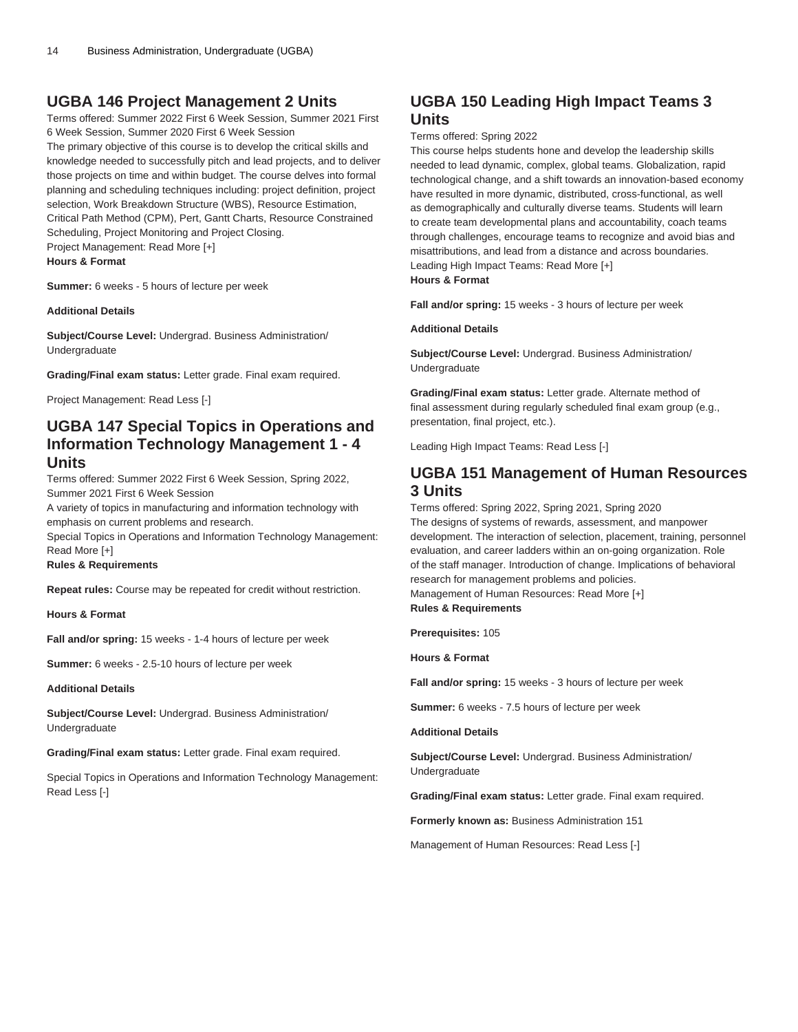## UGBA 146 Project Management 2 Units

Terms offered: Summer 2022 First 6 Week Session, Summer 2021 First 6 Week Session, Summer 2020 First 6 Week Session

The primary objective of this course is to develop the critical skills and knowledge needed to successfully pitch and lead projects, and to deliver those projects on time and within budget. The course delves into formal planning and scheduling techniques including: project definition, project selection, Work Breakdown Structure (WBS), Resource Estimation, Critical Path Method (CPM), Pert, Gantt Charts, Resource Constrained Scheduling, Project Monitoring and Project Closing.

Project Management: Read More [+]

**Hours & Format**

**Summer:** 6 weeks - 5 hours of lecture per week

**Additional Details**

**Subject/Course Level:** Undergrad. Business Administration/ Undergraduate

**Grading/Final exam status:** Letter grade. Final exam required.

Project Management: Read Less [-]

## UGBA 147 Special Topics in Operations and Information Technology Management 1 - 4 Units

Terms offered: Summer 2022 First 6 Week Session, Spring 2022, Summer 2021 First 6 Week Session

A variety of topics in manufacturing and information technology with emphasis on current problems and research.

Special Topics in Operations and Information Technology Management: Read More [+]

**Rules & Requirements**

**Repeat rules:** Course may be repeated for credit without restriction.

**Hours & Format**

**Fall and/or spring:** 15 weeks - 1-4 hours of lecture per week

**Summer:** 6 weeks - 2.5-10 hours of lecture per week

**Additional Details**

**Subject/Course Level:** Undergrad. Business Administration/ Undergraduate

**Grading/Final exam status:** Letter grade. Final exam required.

Special Topics in Operations and Information Technology Management: Read Less [-]

## UGBA 150 Leading High Impact Teams 3 Units

Terms offered: Spring 2022

This course helps students hone and develop the leadership skills needed to lead dynamic, complex, global teams. Globalization, rapid technological change, and a shift towards an innovation-based economy have resulted in more dynamic, distributed, cross-functional, as well as demographically and culturally diverse teams. Students will learn to create team developmental plans and accountability, coach teams through challenges, encourage teams to recognize and avoid bias and misattributions, and lead from a distance and across boundaries.

Leading High Impact Teams: Read More [+]

**Hours & Format**

**Fall and/or spring:** 15 weeks - 3 hours of lecture per week

**Additional Details**

**Subject/Course Level:** Undergrad. Business Administration/ Undergraduate

**Grading/Final exam status:** Letter grade. Alternate method of final assessment during regularly scheduled final exam group (e.g., presentation, final project, etc.).

Leading High Impact Teams: Read Less [-]

## UGBA 151 Management of Human Resources 3 Units

Terms offered: Spring 2022, Spring 2021, Spring 2020

The designs of systems of rewards, assessment, and manpower development. The interaction of selection, placement, training, personnel evaluation, and career ladders within an on-going organization. Role of the staff manager. Introduction of change. Implications of behavioral research for management problems and policies.

Management of Human Resources: Read More [+]

**Rules & Requirements**

**Prerequisites:** 105

**Hours & Format**

**Fall and/or spring:** 15 weeks - 3 hours of lecture per week

**Summer:** 6 weeks - 7.5 hours of lecture per week

**Additional Details**

**Subject/Course Level:** Undergrad. Business Administration/ Undergraduate

**Grading/Final exam status:** Letter grade. Final exam required.

**Formerly known as:** Business Administration 151

Management of Human Resources: Read Less [-]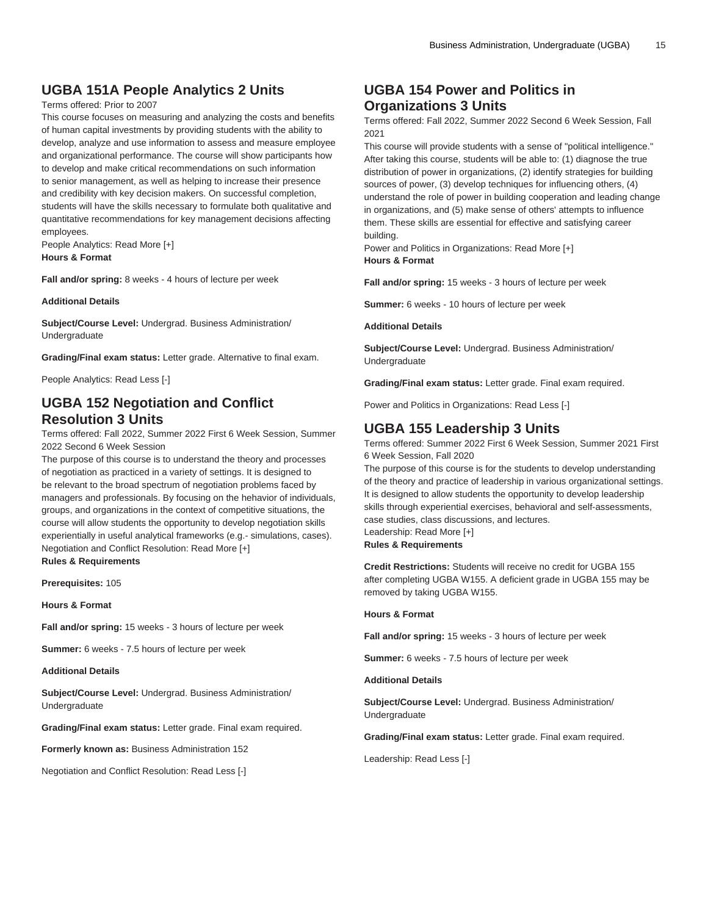## UGBA 151A People Analytics 2 Units

Terms offered: Prior to 2007

This course focuses on measuring and analyzing the costs and benefits of human capital investments by providing students with the ability to develop, analyze and use information to assess and measure employee and organizational performance. The course will show participants how to develop and make critical recommendations on such information to senior management, as well as helping to increase their presence and credibility with key decision makers. On successful completion, students will have the skills necessary to formulate both qualitative and quantitative recommendations for key management decisions affecting employees.

People Analytics: Read More [+]

**Hours & Format**

**Fall and/or spring:** 8 weeks - 4 hours of lecture per week

**Additional Details**

**Subject/Course Level:** Undergrad. Business Administration/ Undergraduate

**Grading/Final exam status:** Letter grade. Alternative to final exam.

People Analytics: Read Less [-]

## UGBA 152 Negotiation and Conflict Resolution 3 Units

Terms offered: Fall 2022, Summer 2022 First 6 Week Session, Summer 2022 Second 6 Week Session

The purpose of this course is to understand the theory and processes of negotiation as practiced in a variety of settings. It is designed to be relevant to the broad spectrum of negotiation problems faced by managers and professionals. By focusing on the behavior of individuals, groups, and organizations in the context of competitive situations, the course will allow students the opportunity to develop negotiation skills experientially in useful analytical frameworks (e.g.- simulations, cases).

Negotiation and Conflict Resolution: Read More [+]

**Rules & Requirements**

**Prerequisites:** 105

**Hours & Format**

**Fall and/or spring:** 15 weeks - 3 hours of lecture per week

**Summer:** 6 weeks - 7.5 hours of lecture per week

**Additional Details**

**Subject/Course Level:** Undergrad. Business Administration/ Undergraduate

**Grading/Final exam status:** Letter grade. Final exam required.

**Formerly known as:** Business Administration 152

Negotiation and Conflict Resolution: Read Less [-]

## UGBA 154 Power and Politics in Organizations 3 Units

Terms offered: Fall 2022, Summer 2022 Second 6 Week Session, Fall 2021

This course will provide students with a sense of "political intelligence." After taking this course, students will be able to: (1) diagnose the true distribution of power in organizations, (2) identify strategies for building sources of power, (3) develop techniques for influencing others, (4) understand the role of power in building cooperation and leading change in organizations, and (5) make sense of others' attempts to influence them. These skills are essential for effective and satisfying career building.

Power and Politics in Organizations: Read More [+]

**Hours & Format**

**Fall and/or spring:** 15 weeks - 3 hours of lecture per week

**Summer:** 6 weeks - 10 hours of lecture per week

**Additional Details**

**Subject/Course Level:** Undergrad. Business Administration/ Undergraduate

**Grading/Final exam status:** Letter grade. Final exam required.

Power and Politics in Organizations: Read Less [-]

## UGBA 155 Leadership 3 Units

Terms offered: Summer 2022 First 6 Week Session, Summer 2021 First 6 Week Session, Fall 2020

The purpose of this course is for the students to develop understanding of the theory and practice of leadership in various organizational settings. It is designed to allow students the opportunity to develop leadership skills through experiential exercises, behavioral and self-assessments, case studies, class discussions, and lectures.

Leadership: Read More [+]

**Rules & Requirements**

**Credit Restrictions:** Students will receive no credit for UGBA 155 after completing UGBA W155. A deficient grade in UGBA 155 may be removed by taking UGBA W155.

**Hours & Format**

**Fall and/or spring:** 15 weeks - 3 hours of lecture per week

**Summer:** 6 weeks - 7.5 hours of lecture per week

**Additional Details**

**Subject/Course Level:** Undergrad. Business Administration/ Undergraduate

**Grading/Final exam status:** Letter grade. Final exam required.

Leadership: Read Less [-]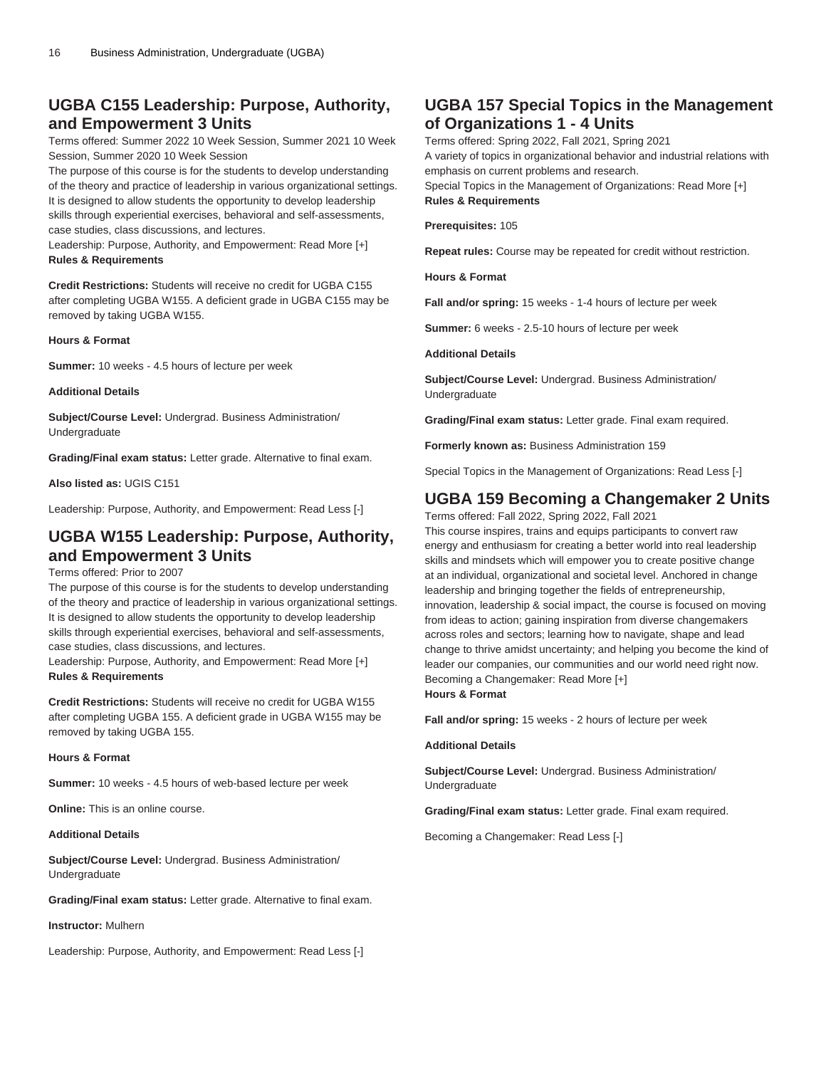## UGBA C155 Leadership: Purpose, Authority, and Empowerment 3 Units

Terms offered: Summer 2022 10 Week Session, Summer 2021 10 Week Session, Summer 2020 10 Week Session

The purpose of this course is for the students to develop understanding of the theory and practice of leadership in various organizational settings. It is designed to allow students the opportunity to develop leadership skills through experiential exercises, behavioral and self-assessments, case studies, class discussions, and lectures.

Leadership: Purpose, Authority, and Empowerment: Read More [+]

**Rules & Requirements**

**Credit Restrictions:** Students will receive no credit for UGBA C155 after completing UGBA W155. A deficient grade in UGBA C155 may be removed by taking UGBA W155.

**Hours & Format**

**Summer:** 10 weeks - 4.5 hours of lecture per week

**Additional Details**

**Subject/Course Level:** Undergrad. Business Administration/ Undergraduate

**Grading/Final exam status:** Letter grade. Alternative to final exam.

**Also listed as:** UGIS C151

Leadership: Purpose, Authority, and Empowerment: Read Less [-]

## UGBA W155 Leadership: Purpose, Authority, and Empowerment 3 Units

Terms offered: Prior to 2007

The purpose of this course is for the students to develop understanding of the theory and practice of leadership in various organizational settings. It is designed to allow students the opportunity to develop leadership skills through experiential exercises, behavioral and self-assessments, case studies, class discussions, and lectures.

Leadership: Purpose, Authority, and Empowerment: Read More [+]

**Rules & Requirements**

**Credit Restrictions:** Students will receive no credit for UGBA W155 after completing UGBA 155. A deficient grade in UGBA W155 may be removed by taking UGBA 155.

**Hours & Format**

**Summer:** 10 weeks - 4.5 hours of web-based lecture per week

**Online:** This is an online course.

**Additional Details**

**Subject/Course Level:** Undergrad. Business Administration/ Undergraduate

**Grading/Final exam status:** Letter grade. Alternative to final exam.

**Instructor:** Mulhern

Leadership: Purpose, Authority, and Empowerment: Read Less [-]

## UGBA 157 Special Topics in the Management of Organizations 1 - 4 Units

Terms offered: Spring 2022, Fall 2021, Spring 2021

A variety of topics in organizational behavior and industrial relations with emphasis on current problems and research.

Special Topics in the Management of Organizations: Read More [+]

**Rules & Requirements**

**Prerequisites:** 105

**Repeat rules:** Course may be repeated for credit without restriction.

**Hours & Format**

**Fall and/or spring:** 15 weeks - 1-4 hours of lecture per week

**Summer:** 6 weeks - 2.5-10 hours of lecture per week

**Additional Details**

**Subject/Course Level:** Undergrad. Business Administration/ Undergraduate

**Grading/Final exam status:** Letter grade. Final exam required.

**Formerly known as:** Business Administration 159

Special Topics in the Management of Organizations: Read Less [-]

## UGBA 159 Becoming a Changemaker 2 Units

Terms offered: Fall 2022, Spring 2022, Fall 2021

This course inspires, trains and equips participants to convert raw energy and enthusiasm for creating a better world into real leadership skills and mindsets which will empower you to create positive change at an individual, organizational and societal level. Anchored in change leadership and bringing together the fields of entrepreneurship, innovation, leadership & social impact, the course is focused on moving from ideas to action; gaining inspiration from diverse changemakers across roles and sectors; learning how to navigate, shape and lead change to thrive amidst uncertainty; and helping you become the kind of leader our companies, our communities and our world need right now.

Becoming a Changemaker: Read More [+]

**Hours & Format**

**Fall and/or spring:** 15 weeks - 2 hours of lecture per week

**Additional Details**

**Subject/Course Level:** Undergrad. Business Administration/ Undergraduate

**Grading/Final exam status:** Letter grade. Final exam required.

Becoming a Changemaker: Read Less [-]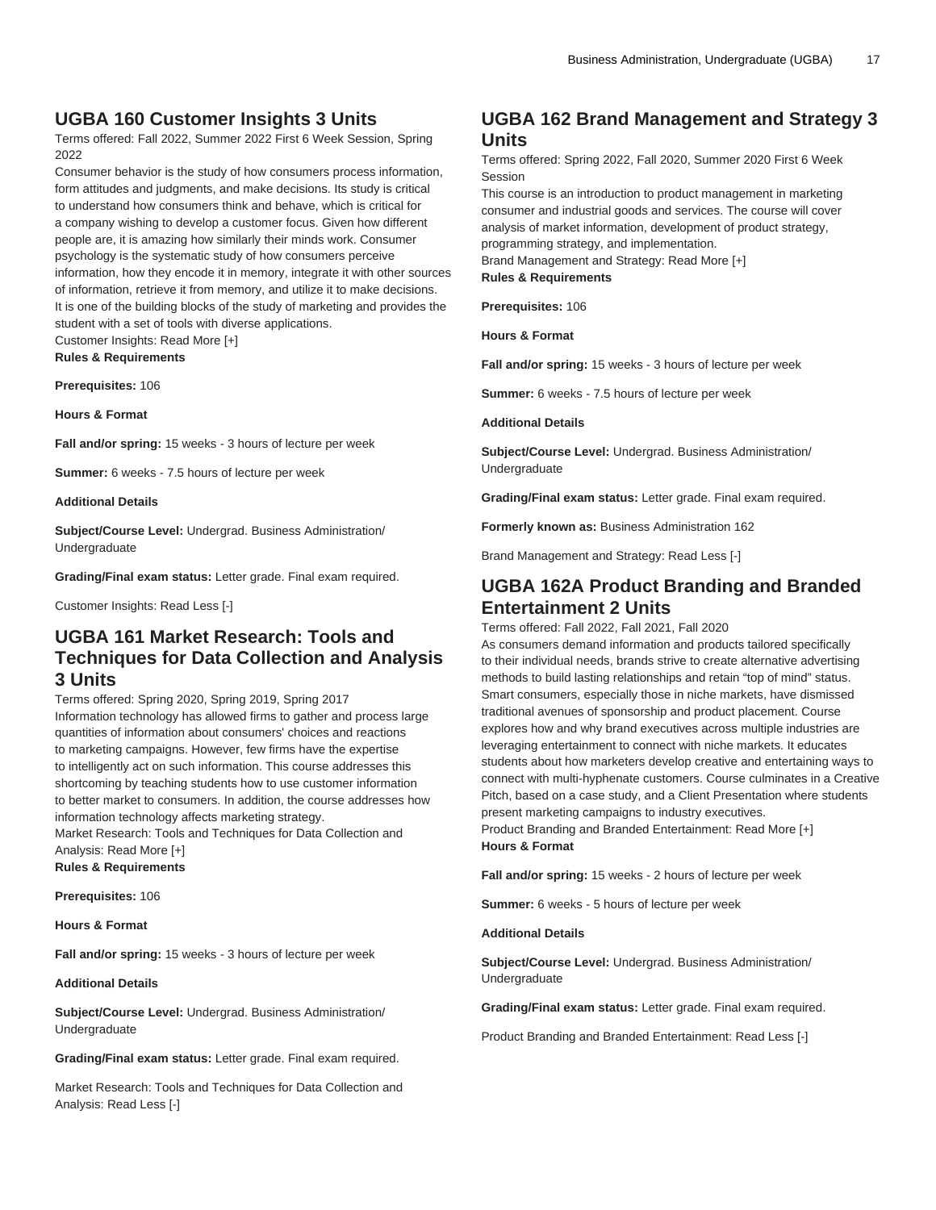## UGBA 160 Customer Insights 3 Units

Terms offered: Fall 2022, Summer 2022 First 6 Week Session, Spring 2022

Consumer behavior is the study of how consumers process information, form attitudes and judgments, and make decisions. Its study is critical to understand how consumers think and behave, which is critical for a company wishing to develop a customer focus. Given how different people are, it is amazing how similarly their minds work. Consumer psychology is the systematic study of how consumers perceive information, how they encode it in memory, integrate it with other sources of information, retrieve it from memory, and utilize it to make decisions. It is one of the building blocks of the study of marketing and provides the student with a set of tools with diverse applications.

Customer Insights: Read More [+]

**Rules & Requirements**

**Prerequisites:** 106

**Hours & Format**

**Fall and/or spring:** 15 weeks - 3 hours of lecture per week

**Summer:** 6 weeks - 7.5 hours of lecture per week

**Additional Details**

**Subject/Course Level:** Undergrad. Business Administration/ Undergraduate

**Grading/Final exam status:** Letter grade. Final exam required.

Customer Insights: Read Less [-]

## UGBA 161 Market Research: Tools and Techniques for Data Collection and Analysis 3 Units

Terms offered: Spring 2020, Spring 2019, Spring 2017

Information technology has allowed firms to gather and process large quantities of information about consumers' choices and reactions to marketing campaigns. However, few firms have the expertise to intelligently act on such information. This course addresses this shortcoming by teaching students how to use customer information to better market to consumers. In addition, the course addresses how information technology affects marketing strategy.

Market Research: Tools and Techniques for Data Collection and Analysis: Read More [+]

**Rules & Requirements**

**Prerequisites:** 106

**Hours & Format**

**Fall and/or spring:** 15 weeks - 3 hours of lecture per week

**Additional Details**

**Subject/Course Level:** Undergrad. Business Administration/ Undergraduate

**Grading/Final exam status:** Letter grade. Final exam required.

Market Research: Tools and Techniques for Data Collection and Analysis: Read Less [-]

## UGBA 162 Brand Management and Strategy 3 Units

Terms offered: Spring 2022, Fall 2020, Summer 2020 First 6 Week Session

This course is an introduction to product management in marketing consumer and industrial goods and services. The course will cover analysis of market information, development of product strategy, programming strategy, and implementation.

Brand Management and Strategy: Read More [+]

**Rules & Requirements**

**Prerequisites:** 106

**Hours & Format**

**Fall and/or spring:** 15 weeks - 3 hours of lecture per week

**Summer:** 6 weeks - 7.5 hours of lecture per week

**Additional Details**

**Subject/Course Level:** Undergrad. Business Administration/ Undergraduate

**Grading/Final exam status:** Letter grade. Final exam required.

**Formerly known as:** Business Administration 162

Brand Management and Strategy: Read Less [-]

## UGBA 162A Product Branding and Branded Entertainment 2 Units

Terms offered: Fall 2022, Fall 2021, Fall 2020

As consumers demand information and products tailored specifically to their individual needs, brands strive to create alternative advertising methods to build lasting relationships and retain "top of mind" status. Smart consumers, especially those in niche markets, have dismissed traditional avenues of sponsorship and product placement. Course explores how and why brand executives across multiple industries are leveraging entertainment to connect with niche markets. It educates students about how marketers develop creative and entertaining ways to connect with multi-hyphenate customers. Course culminates in a Creative Pitch, based on a case study, and a Client Presentation where students present marketing campaigns to industry executives.

Product Branding and Branded Entertainment: Read More [+]

**Hours & Format**

**Fall and/or spring:** 15 weeks - 2 hours of lecture per week

**Summer:** 6 weeks - 5 hours of lecture per week

**Additional Details**

**Subject/Course Level:** Undergrad. Business Administration/ Undergraduate

**Grading/Final exam status:** Letter grade. Final exam required.

Product Branding and Branded Entertainment: Read Less [-]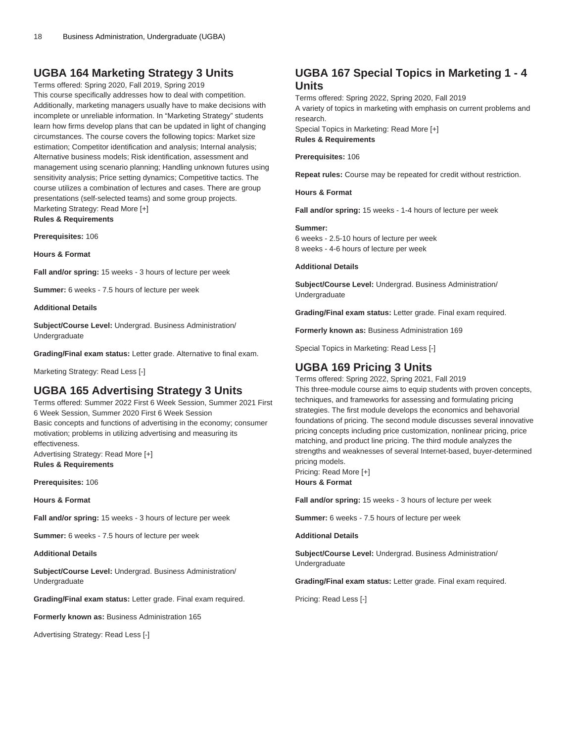## UGBA 164 Marketing Strategy 3 Units

Terms offered: Spring 2020, Fall 2019, Spring 2019

This course specifically addresses how to deal with competition. Additionally, marketing managers usually have to make decisions with incomplete or unreliable information. In "Marketing Strategy" students learn how firms develop plans that can be updated in light of changing circumstances. The course covers the following topics: Market size estimation; Competitor identification and analysis; Internal analysis; Alternative business models; Risk identification, assessment and management using scenario planning; Handling unknown futures using sensitivity analysis; Price setting dynamics; Competitive tactics. The course utilizes a combination of lectures and cases. There are group presentations (self-selected teams) and some group projects.

Marketing Strategy: Read More [+]

**Rules & Requirements**

**Prerequisites:** 106

**Hours & Format**

**Fall and/or spring:** 15 weeks - 3 hours of lecture per week

**Summer:** 6 weeks - 7.5 hours of lecture per week

**Additional Details**

**Subject/Course Level:** Undergrad. Business Administration/ Undergraduate

**Grading/Final exam status:** Letter grade. Alternative to final exam.

Marketing Strategy: Read Less [-]

## UGBA 165 Advertising Strategy 3 Units

Terms offered: Summer 2022 First 6 Week Session, Summer 2021 First 6 Week Session, Summer 2020 First 6 Week Session

Basic concepts and functions of advertising in the economy; consumer motivation; problems in utilizing advertising and measuring its effectiveness.

Advertising Strategy: Read More [+]

**Rules & Requirements**

**Prerequisites:** 106

**Hours & Format**

**Fall and/or spring:** 15 weeks - 3 hours of lecture per week

**Summer:** 6 weeks - 7.5 hours of lecture per week

**Additional Details**

**Subject/Course Level:** Undergrad. Business Administration/ Undergraduate

**Grading/Final exam status:** Letter grade. Final exam required.

**Formerly known as:** Business Administration 165

Advertising Strategy: Read Less [-]

## UGBA 167 Special Topics in Marketing 1 - 4 Units

Terms offered: Spring 2022, Spring 2020, Fall 2019

A variety of topics in marketing with emphasis on current problems and research.

Special Topics in Marketing: Read More [+]

**Rules & Requirements**

**Prerequisites:** 106

**Repeat rules:** Course may be repeated for credit without restriction.

**Hours & Format**

**Fall and/or spring:** 15 weeks - 1-4 hours of lecture per week

**Summer:**
6 weeks - 2.5-10 hours of lecture per week
8 weeks - 4-6 hours of lecture per week

**Additional Details**

**Subject/Course Level:** Undergrad. Business Administration/ Undergraduate

**Grading/Final exam status:** Letter grade. Final exam required.

**Formerly known as:** Business Administration 169

Special Topics in Marketing: Read Less [-]

## UGBA 169 Pricing 3 Units

Terms offered: Spring 2022, Spring 2021, Fall 2019

This three-module course aims to equip students with proven concepts, techniques, and frameworks for assessing and formulating pricing strategies. The first module develops the economics and behavioral foundations of pricing. The second module discusses several innovative pricing concepts including price customization, nonlinear pricing, price matching, and product line pricing. The third module analyzes the strengths and weaknesses of several Internet-based, buyer-determined pricing models.

Pricing: Read More [+]

**Hours & Format**

**Fall and/or spring:** 15 weeks - 3 hours of lecture per week

**Summer:** 6 weeks - 7.5 hours of lecture per week

**Additional Details**

**Subject/Course Level:** Undergrad. Business Administration/ Undergraduate

**Grading/Final exam status:** Letter grade. Final exam required.

Pricing: Read Less [-]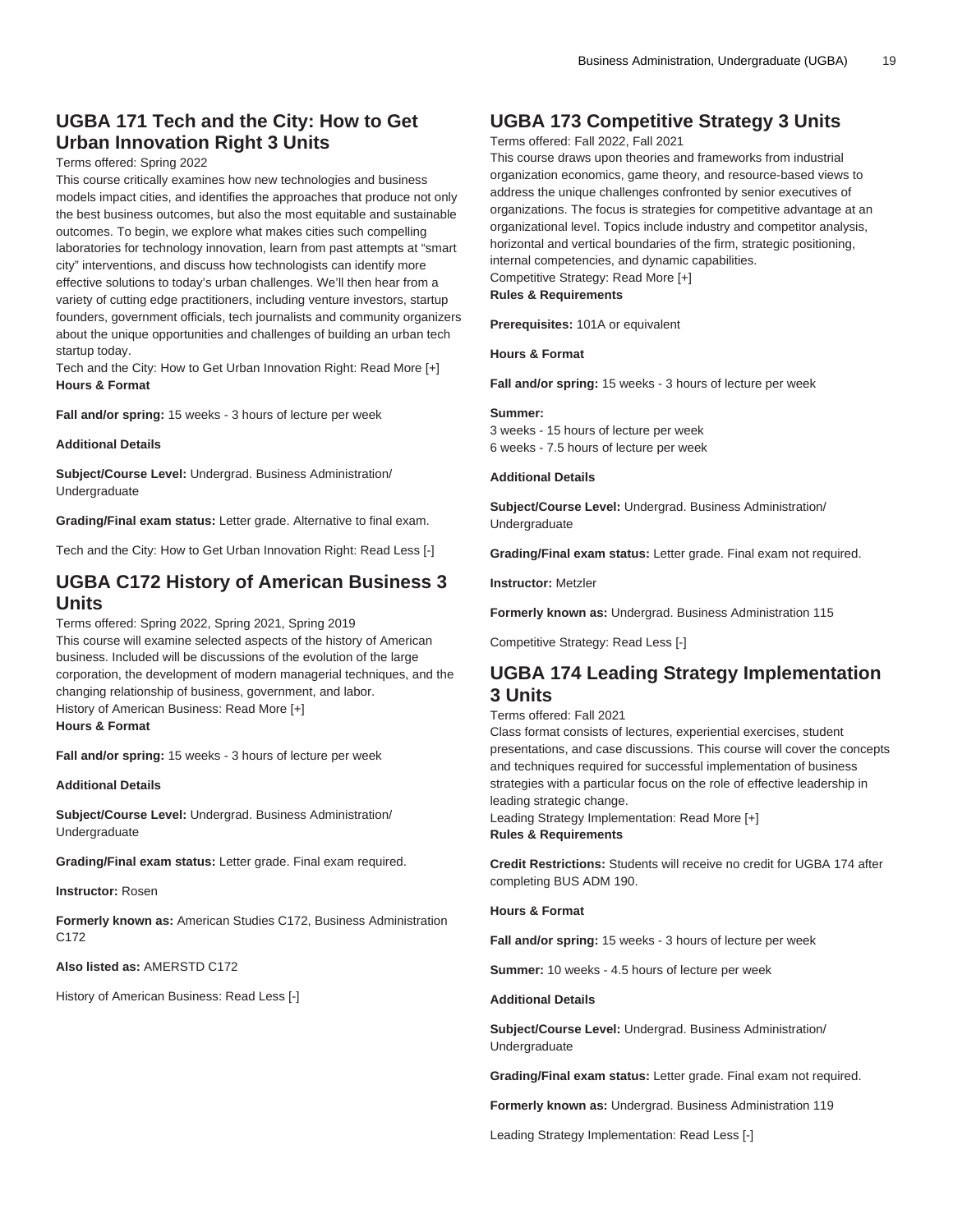## UGBA 171 Tech and the City: How to Get Urban Innovation Right 3 Units

Terms offered: Spring 2022

This course critically examines how new technologies and business models impact cities, and identifies the approaches that produce not only the best business outcomes, but also the most equitable and sustainable outcomes. To begin, we explore what makes cities such compelling laboratories for technology innovation, learn from past attempts at "smart city" interventions, and discuss how technologists can identify more effective solutions to today's urban challenges. We'll then hear from a variety of cutting edge practitioners, including venture investors, startup founders, government officials, tech journalists and community organizers about the unique opportunities and challenges of building an urban tech startup today.

Tech and the City: How to Get Urban Innovation Right: Read More [+]

**Hours & Format**

**Fall and/or spring:** 15 weeks - 3 hours of lecture per week

**Additional Details**

**Subject/Course Level:** Undergrad. Business Administration/ Undergraduate

**Grading/Final exam status:** Letter grade. Alternative to final exam.

Tech and the City: How to Get Urban Innovation Right: Read Less [-]

## UGBA C172 History of American Business 3 Units

Terms offered: Spring 2022, Spring 2021, Spring 2019

This course will examine selected aspects of the history of American business. Included will be discussions of the evolution of the large corporation, the development of modern managerial techniques, and the changing relationship of business, government, and labor.

History of American Business: Read More [+]

**Hours & Format**

**Fall and/or spring:** 15 weeks - 3 hours of lecture per week

**Additional Details**

**Subject/Course Level:** Undergrad. Business Administration/ Undergraduate

**Grading/Final exam status:** Letter grade. Final exam required.

**Instructor:** Rosen

**Formerly known as:** American Studies C172, Business Administration C172

**Also listed as:** AMERSTD C172

History of American Business: Read Less [-]

## UGBA 173 Competitive Strategy 3 Units

Terms offered: Fall 2022, Fall 2021

This course draws upon theories and frameworks from industrial organization economics, game theory, and resource-based views to address the unique challenges confronted by senior executives of organizations. The focus is strategies for competitive advantage at an organizational level. Topics include industry and competitor analysis, horizontal and vertical boundaries of the firm, strategic positioning, internal competencies, and dynamic capabilities.

Competitive Strategy: Read More [+]

**Rules & Requirements**

**Prerequisites:** 101A or equivalent

**Hours & Format**

**Fall and/or spring:** 15 weeks - 3 hours of lecture per week

**Summer:**
3 weeks - 15 hours of lecture per week
6 weeks - 7.5 hours of lecture per week

**Additional Details**

**Subject/Course Level:** Undergrad. Business Administration/ Undergraduate

**Grading/Final exam status:** Letter grade. Final exam not required.

**Instructor:** Metzler

**Formerly known as:** Undergrad. Business Administration 115

Competitive Strategy: Read Less [-]

## UGBA 174 Leading Strategy Implementation 3 Units

Terms offered: Fall 2021

Class format consists of lectures, experiential exercises, student presentations, and case discussions. This course will cover the concepts and techniques required for successful implementation of business strategies with a particular focus on the role of effective leadership in leading strategic change.

Leading Strategy Implementation: Read More [+]

**Rules & Requirements**

**Credit Restrictions:** Students will receive no credit for UGBA 174 after completing BUS ADM 190.

**Hours & Format**

**Fall and/or spring:** 15 weeks - 3 hours of lecture per week

**Summer:** 10 weeks - 4.5 hours of lecture per week

**Additional Details**

**Subject/Course Level:** Undergrad. Business Administration/ Undergraduate

**Grading/Final exam status:** Letter grade. Final exam not required.

**Formerly known as:** Undergrad. Business Administration 119

Leading Strategy Implementation: Read Less [-]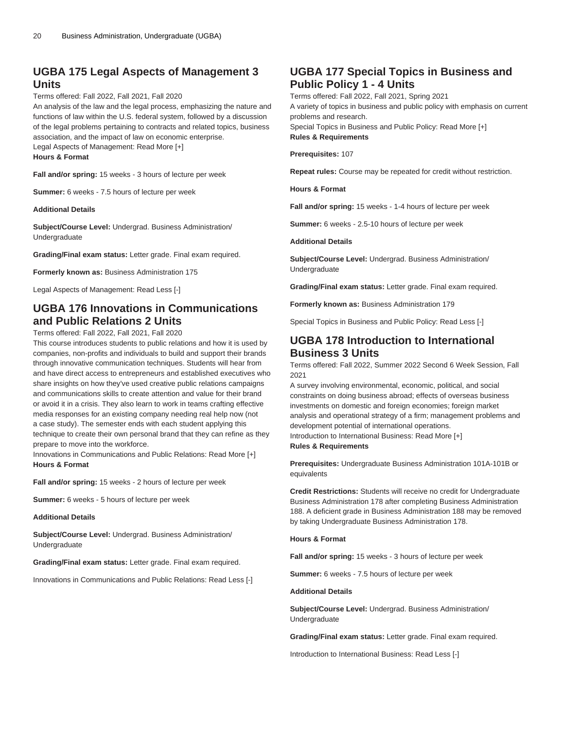## UGBA 175 Legal Aspects of Management 3 Units

Terms offered: Fall 2022, Fall 2021, Fall 2020

An analysis of the law and the legal process, emphasizing the nature and functions of law within the U.S. federal system, followed by a discussion of the legal problems pertaining to contracts and related topics, business association, and the impact of law on economic enterprise.

Legal Aspects of Management: Read More [+]

**Hours & Format**

**Fall and/or spring:** 15 weeks - 3 hours of lecture per week

**Summer:** 6 weeks - 7.5 hours of lecture per week

**Additional Details**

**Subject/Course Level:** Undergrad. Business Administration/ Undergraduate

**Grading/Final exam status:** Letter grade. Final exam required.

**Formerly known as:** Business Administration 175

Legal Aspects of Management: Read Less [-]

## UGBA 176 Innovations in Communications and Public Relations 2 Units

Terms offered: Fall 2022, Fall 2021, Fall 2020

This course introduces students to public relations and how it is used by companies, non-profits and individuals to build and support their brands through innovative communication techniques. Students will hear from and have direct access to entrepreneurs and established executives who share insights on how they've used creative public relations campaigns and communications skills to create attention and value for their brand or avoid it in a crisis. They also learn to work in teams crafting effective media responses for an existing company needing real help now (not a case study). The semester ends with each student applying this technique to create their own personal brand that they can refine as they prepare to move into the workforce.

Innovations in Communications and Public Relations: Read More [+]

**Hours & Format**

**Fall and/or spring:** 15 weeks - 2 hours of lecture per week

**Summer:** 6 weeks - 5 hours of lecture per week

**Additional Details**

**Subject/Course Level:** Undergrad. Business Administration/ Undergraduate

**Grading/Final exam status:** Letter grade. Final exam required.

Innovations in Communications and Public Relations: Read Less [-]

## UGBA 177 Special Topics in Business and Public Policy 1 - 4 Units

Terms offered: Fall 2022, Fall 2021, Spring 2021

A variety of topics in business and public policy with emphasis on current problems and research.

Special Topics in Business and Public Policy: Read More [+]

**Rules & Requirements**

**Prerequisites:** 107

**Repeat rules:** Course may be repeated for credit without restriction.

**Hours & Format**

**Fall and/or spring:** 15 weeks - 1-4 hours of lecture per week

**Summer:** 6 weeks - 2.5-10 hours of lecture per week

**Additional Details**

**Subject/Course Level:** Undergrad. Business Administration/ Undergraduate

**Grading/Final exam status:** Letter grade. Final exam required.

**Formerly known as:** Business Administration 179

Special Topics in Business and Public Policy: Read Less [-]

## UGBA 178 Introduction to International Business 3 Units

Terms offered: Fall 2022, Summer 2022 Second 6 Week Session, Fall 2021

A survey involving environmental, economic, political, and social constraints on doing business abroad; effects of overseas business investments on domestic and foreign economies; foreign market analysis and operational strategy of a firm; management problems and development potential of international operations.

Introduction to International Business: Read More [+]

**Rules & Requirements**

**Prerequisites:** Undergraduate Business Administration 101A-101B or equivalents

**Credit Restrictions:** Students will receive no credit for Undergraduate Business Administration 178 after completing Business Administration 188. A deficient grade in Business Administration 188 may be removed by taking Undergraduate Business Administration 178.

**Hours & Format**

**Fall and/or spring:** 15 weeks - 3 hours of lecture per week

**Summer:** 6 weeks - 7.5 hours of lecture per week

**Additional Details**

**Subject/Course Level:** Undergrad. Business Administration/ Undergraduate

**Grading/Final exam status:** Letter grade. Final exam required.

Introduction to International Business: Read Less [-]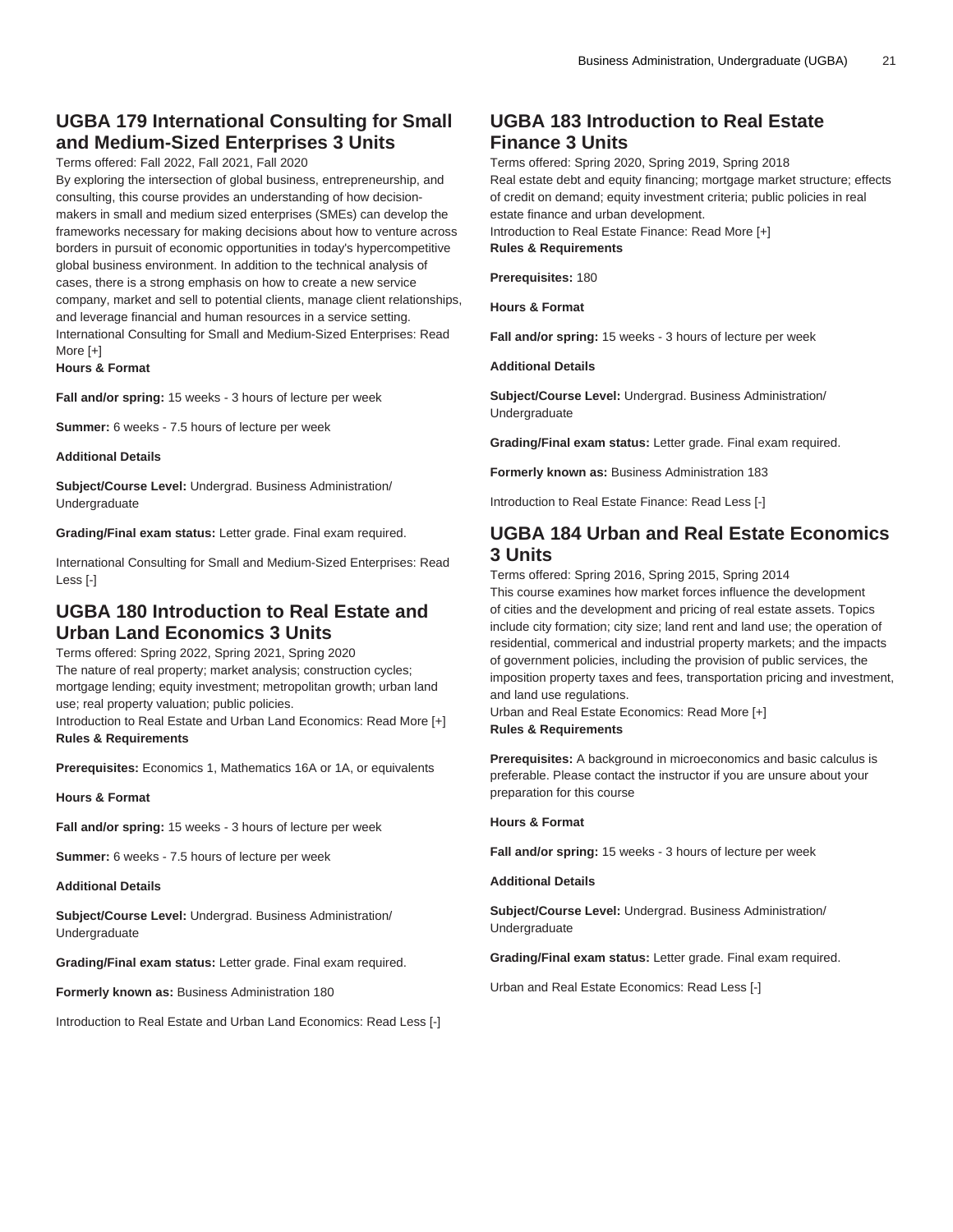## UGBA 179 International Consulting for Small and Medium-Sized Enterprises 3 Units

Terms offered: Fall 2022, Fall 2021, Fall 2020

By exploring the intersection of global business, entrepreneurship, and consulting, this course provides an understanding of how decision-makers in small and medium sized enterprises (SMEs) can develop the frameworks necessary for making decisions about how to venture across borders in pursuit of economic opportunities in today's hypercompetitive global business environment. In addition to the technical analysis of cases, there is a strong emphasis on how to create a new service company, market and sell to potential clients, manage client relationships, and leverage financial and human resources in a service setting.

International Consulting for Small and Medium-Sized Enterprises: Read More [+]

**Hours & Format**

**Fall and/or spring:** 15 weeks - 3 hours of lecture per week

**Summer:** 6 weeks - 7.5 hours of lecture per week

**Additional Details**

**Subject/Course Level:** Undergrad. Business Administration/ Undergraduate

**Grading/Final exam status:** Letter grade. Final exam required.

International Consulting for Small and Medium-Sized Enterprises: Read Less [-]

## UGBA 180 Introduction to Real Estate and Urban Land Economics 3 Units

Terms offered: Spring 2022, Spring 2021, Spring 2020

The nature of real property; market analysis; construction cycles; mortgage lending; equity investment; metropolitan growth; urban land use; real property valuation; public policies.

Introduction to Real Estate and Urban Land Economics: Read More [+]

**Rules & Requirements**

**Prerequisites:** Economics 1, Mathematics 16A or 1A, or equivalents

**Hours & Format**

**Fall and/or spring:** 15 weeks - 3 hours of lecture per week

**Summer:** 6 weeks - 7.5 hours of lecture per week

**Additional Details**

**Subject/Course Level:** Undergrad. Business Administration/ Undergraduate

**Grading/Final exam status:** Letter grade. Final exam required.

**Formerly known as:** Business Administration 180

Introduction to Real Estate and Urban Land Economics: Read Less [-]

## UGBA 183 Introduction to Real Estate Finance 3 Units

Terms offered: Spring 2020, Spring 2019, Spring 2018

Real estate debt and equity financing; mortgage market structure; effects of credit on demand; equity investment criteria; public policies in real estate finance and urban development.

Introduction to Real Estate Finance: Read More [+]

**Rules & Requirements**

**Prerequisites:** 180

**Hours & Format**

**Fall and/or spring:** 15 weeks - 3 hours of lecture per week

**Additional Details**

**Subject/Course Level:** Undergrad. Business Administration/ Undergraduate

**Grading/Final exam status:** Letter grade. Final exam required.

**Formerly known as:** Business Administration 183

Introduction to Real Estate Finance: Read Less [-]

## UGBA 184 Urban and Real Estate Economics 3 Units

Terms offered: Spring 2016, Spring 2015, Spring 2014

This course examines how market forces influence the development of cities and the development and pricing of real estate assets. Topics include city formation; city size; land rent and land use; the operation of residential, commerical and industrial property markets; and the impacts of government policies, including the provision of public services, the imposition property taxes and fees, transportation pricing and investment, and land use regulations.

Urban and Real Estate Economics: Read More [+]

**Rules & Requirements**

**Prerequisites:** A background in microeconomics and basic calculus is preferable. Please contact the instructor if you are unsure about your preparation for this course

**Hours & Format**

**Fall and/or spring:** 15 weeks - 3 hours of lecture per week

**Additional Details**

**Subject/Course Level:** Undergrad. Business Administration/ Undergraduate

**Grading/Final exam status:** Letter grade. Final exam required.

Urban and Real Estate Economics: Read Less [-]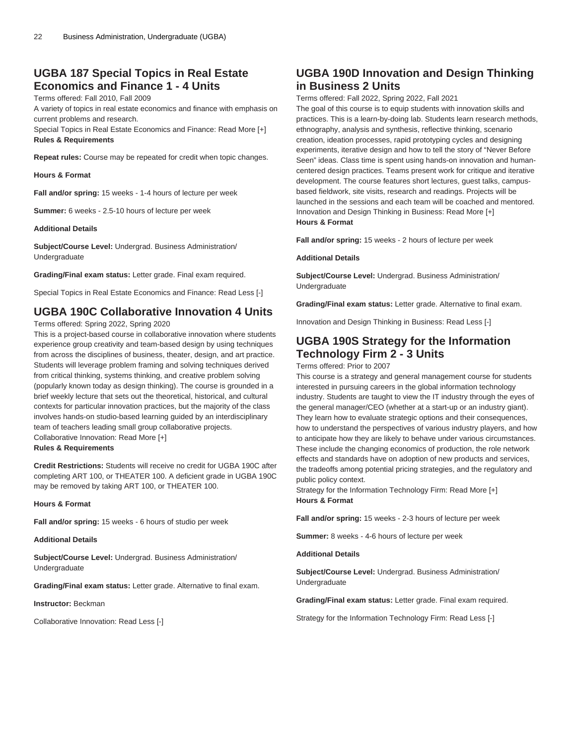## UGBA 187 Special Topics in Real Estate Economics and Finance 1 - 4 Units

Terms offered: Fall 2010, Fall 2009

A variety of topics in real estate economics and finance with emphasis on current problems and research.

Special Topics in Real Estate Economics and Finance: Read More [+]

**Rules & Requirements**

**Repeat rules:** Course may be repeated for credit when topic changes.

**Hours & Format**

**Fall and/or spring:** 15 weeks - 1-4 hours of lecture per week

**Summer:** 6 weeks - 2.5-10 hours of lecture per week

**Additional Details**

**Subject/Course Level:** Undergrad. Business Administration/ Undergraduate

**Grading/Final exam status:** Letter grade. Final exam required.

Special Topics in Real Estate Economics and Finance: Read Less [-]

## UGBA 190C Collaborative Innovation 4 Units

Terms offered: Spring 2022, Spring 2020

This is a project-based course in collaborative innovation where students experience group creativity and team-based design by using techniques from across the disciplines of business, theater, design, and art practice. Students will leverage problem framing and solving techniques derived from critical thinking, systems thinking, and creative problem solving (popularly known today as design thinking). The course is grounded in a brief weekly lecture that sets out the theoretical, historical, and cultural contexts for particular innovation practices, but the majority of the class involves hands-on studio-based learning guided by an interdisciplinary team of teachers leading small group collaborative projects.

Collaborative Innovation: Read More [+]

**Rules & Requirements**

**Credit Restrictions:** Students will receive no credit for UGBA 190C after completing ART 100, or THEATER 100. A deficient grade in UGBA 190C may be removed by taking ART 100, or THEATER 100.

**Hours & Format**

**Fall and/or spring:** 15 weeks - 6 hours of studio per week

**Additional Details**

**Subject/Course Level:** Undergrad. Business Administration/ Undergraduate

**Grading/Final exam status:** Letter grade. Alternative to final exam.

**Instructor:** Beckman

Collaborative Innovation: Read Less [-]

## UGBA 190D Innovation and Design Thinking in Business 2 Units

Terms offered: Fall 2022, Spring 2022, Fall 2021

The goal of this course is to equip students with innovation skills and practices. This is a learn-by-doing lab. Students learn research methods, ethnography, analysis and synthesis, reflective thinking, scenario creation, ideation processes, rapid prototyping cycles and designing experiments, iterative design and how to tell the story of "Never Before Seen" ideas. Class time is spent using hands-on innovation and human-centered design practices. Teams present work for critique and iterative development. The course features short lectures, guest talks, campus-based fieldwork, site visits, research and readings. Projects will be launched in the sessions and each team will be coached and mentored.

Innovation and Design Thinking in Business: Read More [+]

**Hours & Format**

**Fall and/or spring:** 15 weeks - 2 hours of lecture per week

**Additional Details**

**Subject/Course Level:** Undergrad. Business Administration/ Undergraduate

**Grading/Final exam status:** Letter grade. Alternative to final exam.

Innovation and Design Thinking in Business: Read Less [-]

## UGBA 190S Strategy for the Information Technology Firm 2 - 3 Units

Terms offered: Prior to 2007

This course is a strategy and general management course for students interested in pursuing careers in the global information technology industry. Students are taught to view the IT industry through the eyes of the general manager/CEO (whether at a start-up or an industry giant). They learn how to evaluate strategic options and their consequences, how to understand the perspectives of various industry players, and how to anticipate how they are likely to behave under various circumstances. These include the changing economics of production, the role network effects and standards have on adoption of new products and services, the tradeoffs among potential pricing strategies, and the regulatory and public policy context.

Strategy for the Information Technology Firm: Read More [+]

**Hours & Format**

**Fall and/or spring:** 15 weeks - 2-3 hours of lecture per week

**Summer:** 8 weeks - 4-6 hours of lecture per week

**Additional Details**

**Subject/Course Level:** Undergrad. Business Administration/ Undergraduate

**Grading/Final exam status:** Letter grade. Final exam required.

Strategy for the Information Technology Firm: Read Less [-]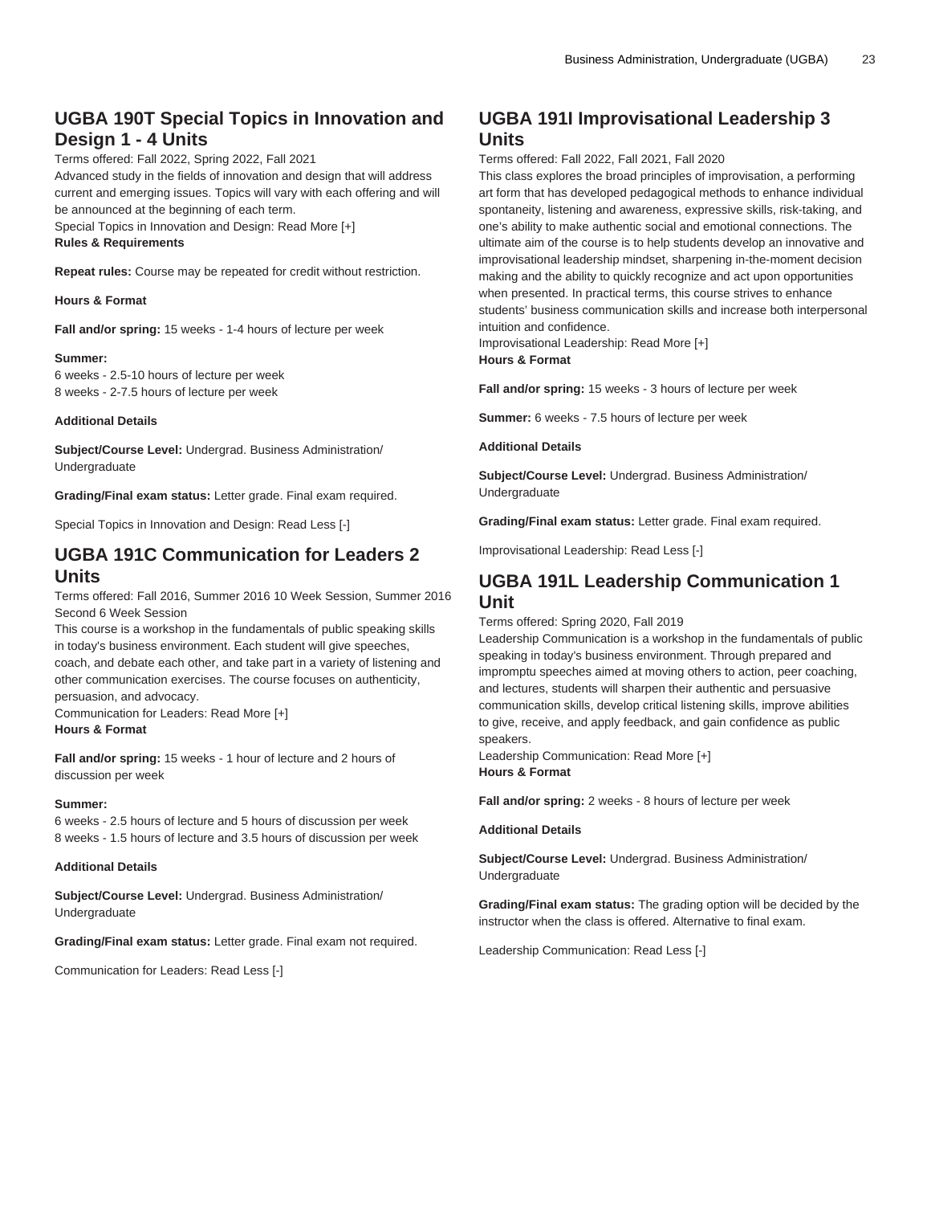## UGBA 190T Special Topics in Innovation and Design 1 - 4 Units

Terms offered: Fall 2022, Spring 2022, Fall 2021
Advanced study in the fields of innovation and design that will address current and emerging issues. Topics will vary with each offering and will be announced at the beginning of each term.
Special Topics in Innovation and Design: Read More [+]
**Rules & Requirements**

**Repeat rules:** Course may be repeated for credit without restriction.

**Hours & Format**

**Fall and/or spring:** 15 weeks - 1-4 hours of lecture per week

**Summer:**
6 weeks - 2.5-10 hours of lecture per week
8 weeks - 2-7.5 hours of lecture per week

**Additional Details**

**Subject/Course Level:** Undergrad. Business Administration/ Undergraduate

**Grading/Final exam status:** Letter grade. Final exam required.

Special Topics in Innovation and Design: Read Less [-]

## UGBA 191C Communication for Leaders 2 Units

Terms offered: Fall 2016, Summer 2016 10 Week Session, Summer 2016 Second 6 Week Session
This course is a workshop in the fundamentals of public speaking skills in today's business environment. Each student will give speeches, coach, and debate each other, and take part in a variety of listening and other communication exercises. The course focuses on authenticity, persuasion, and advocacy.
Communication for Leaders: Read More [+]
**Hours & Format**

**Fall and/or spring:** 15 weeks - 1 hour of lecture and 2 hours of discussion per week

**Summer:**
6 weeks - 2.5 hours of lecture and 5 hours of discussion per week
8 weeks - 1.5 hours of lecture and 3.5 hours of discussion per week

**Additional Details**

**Subject/Course Level:** Undergrad. Business Administration/ Undergraduate

**Grading/Final exam status:** Letter grade. Final exam not required.

Communication for Leaders: Read Less [-]

## UGBA 191I Improvisational Leadership 3 Units

Terms offered: Fall 2022, Fall 2021, Fall 2020
This class explores the broad principles of improvisation, a performing art form that has developed pedagogical methods to enhance individual spontaneity, listening and awareness, expressive skills, risk-taking, and one's ability to make authentic social and emotional connections. The ultimate aim of the course is to help students develop an innovative and improvisational leadership mindset, sharpening in-the-moment decision making and the ability to quickly recognize and act upon opportunities when presented. In practical terms, this course strives to enhance students' business communication skills and increase both interpersonal intuition and confidence.
Improvisational Leadership: Read More [+]
**Hours & Format**

**Fall and/or spring:** 15 weeks - 3 hours of lecture per week

**Summer:** 6 weeks - 7.5 hours of lecture per week

**Additional Details**

**Subject/Course Level:** Undergrad. Business Administration/ Undergraduate

**Grading/Final exam status:** Letter grade. Final exam required.

Improvisational Leadership: Read Less [-]

## UGBA 191L Leadership Communication 1 Unit

Terms offered: Spring 2020, Fall 2019
Leadership Communication is a workshop in the fundamentals of public speaking in today's business environment. Through prepared and impromptu speeches aimed at moving others to action, peer coaching, and lectures, students will sharpen their authentic and persuasive communication skills, develop critical listening skills, improve abilities to give, receive, and apply feedback, and gain confidence as public speakers.
Leadership Communication: Read More [+]
**Hours & Format**

**Fall and/or spring:** 2 weeks - 8 hours of lecture per week

**Additional Details**

**Subject/Course Level:** Undergrad. Business Administration/ Undergraduate

**Grading/Final exam status:** The grading option will be decided by the instructor when the class is offered. Alternative to final exam.

Leadership Communication: Read Less [-]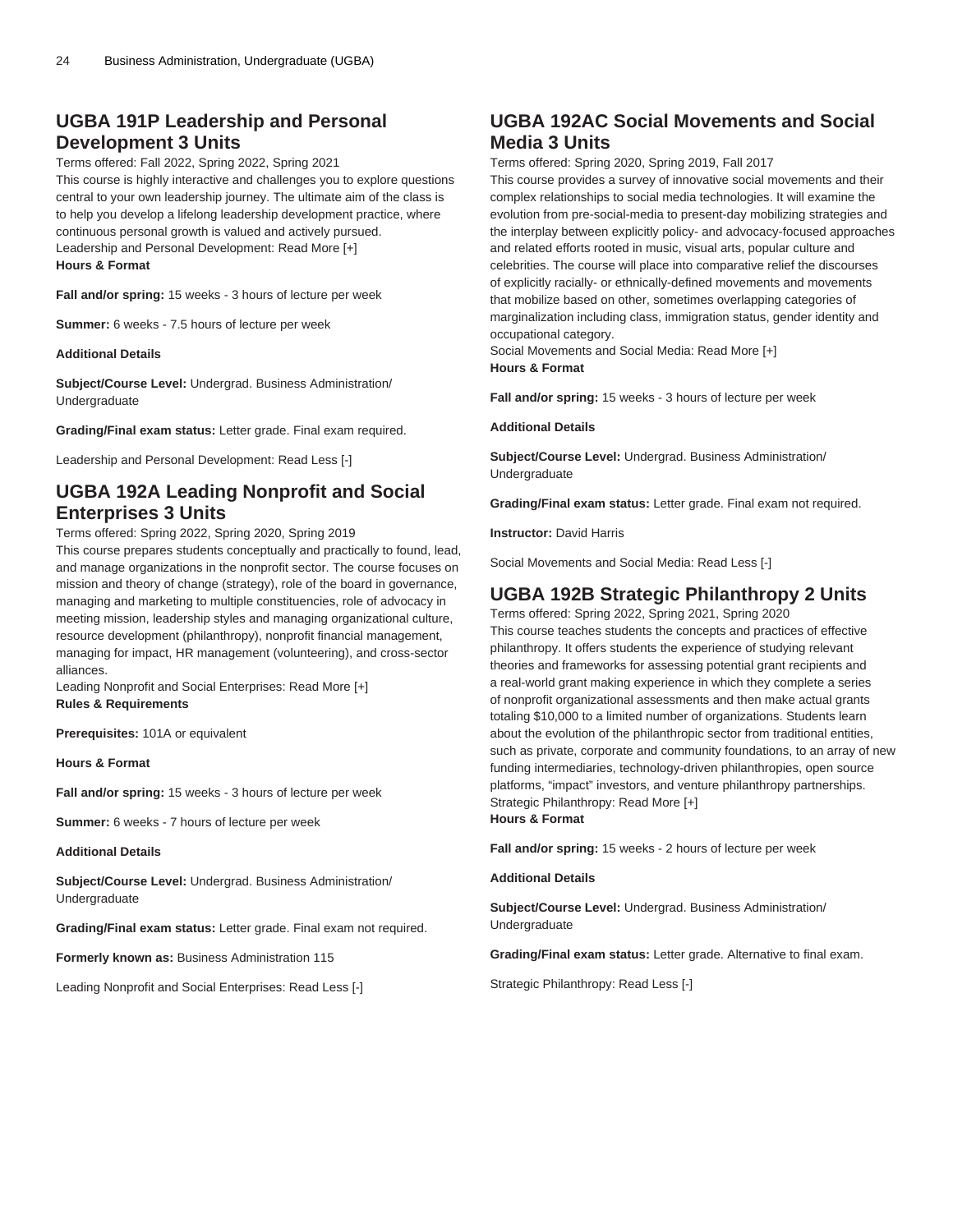## UGBA 191P Leadership and Personal Development 3 Units

Terms offered: Fall 2022, Spring 2022, Spring 2021

This course is highly interactive and challenges you to explore questions central to your own leadership journey. The ultimate aim of the class is to help you develop a lifelong leadership development practice, where continuous personal growth is valued and actively pursued.

Leadership and Personal Development: Read More [+]

**Hours & Format**

**Fall and/or spring:** 15 weeks - 3 hours of lecture per week

**Summer:** 6 weeks - 7.5 hours of lecture per week

**Additional Details**

**Subject/Course Level:** Undergrad. Business Administration/ Undergraduate

**Grading/Final exam status:** Letter grade. Final exam required.

Leadership and Personal Development: Read Less [-]

## UGBA 192A Leading Nonprofit and Social Enterprises 3 Units

Terms offered: Spring 2022, Spring 2020, Spring 2019

This course prepares students conceptually and practically to found, lead, and manage organizations in the nonprofit sector. The course focuses on mission and theory of change (strategy), role of the board in governance, managing and marketing to multiple constituencies, role of advocacy in meeting mission, leadership styles and managing organizational culture, resource development (philanthropy), nonprofit financial management, managing for impact, HR management (volunteering), and cross-sector alliances.

Leading Nonprofit and Social Enterprises: Read More [+]

**Rules & Requirements**

**Prerequisites:** 101A or equivalent

**Hours & Format**

**Fall and/or spring:** 15 weeks - 3 hours of lecture per week

**Summer:** 6 weeks - 7 hours of lecture per week

**Additional Details**

**Subject/Course Level:** Undergrad. Business Administration/ Undergraduate

**Grading/Final exam status:** Letter grade. Final exam not required.

**Formerly known as:** Business Administration 115

Leading Nonprofit and Social Enterprises: Read Less [-]

## UGBA 192AC Social Movements and Social Media 3 Units

Terms offered: Spring 2020, Spring 2019, Fall 2017

This course provides a survey of innovative social movements and their complex relationships to social media technologies. It will examine the evolution from pre-social-media to present-day mobilizing strategies and the interplay between explicitly policy- and advocacy-focused approaches and related efforts rooted in music, visual arts, popular culture and celebrities. The course will place into comparative relief the discourses of explicitly racially- or ethnically-defined movements and movements that mobilize based on other, sometimes overlapping categories of marginalization including class, immigration status, gender identity and occupational category.

Social Movements and Social Media: Read More [+]

**Hours & Format**

**Fall and/or spring:** 15 weeks - 3 hours of lecture per week

**Additional Details**

**Subject/Course Level:** Undergrad. Business Administration/ Undergraduate

**Grading/Final exam status:** Letter grade. Final exam not required.

**Instructor:** David Harris

Social Movements and Social Media: Read Less [-]

## UGBA 192B Strategic Philanthropy 2 Units

Terms offered: Spring 2022, Spring 2021, Spring 2020

This course teaches students the concepts and practices of effective philanthropy. It offers students the experience of studying relevant theories and frameworks for assessing potential grant recipients and a real-world grant making experience in which they complete a series of nonprofit organizational assessments and then make actual grants totaling $10,000 to a limited number of organizations. Students learn about the evolution of the philanthropic sector from traditional entities, such as private, corporate and community foundations, to an array of new funding intermediaries, technology-driven philanthropies, open source platforms, "impact" investors, and venture philanthropy partnerships.

Strategic Philanthropy: Read More [+]

**Hours & Format**

**Fall and/or spring:** 15 weeks - 2 hours of lecture per week

**Additional Details**

**Subject/Course Level:** Undergrad. Business Administration/ Undergraduate

**Grading/Final exam status:** Letter grade. Alternative to final exam.

Strategic Philanthropy: Read Less [-]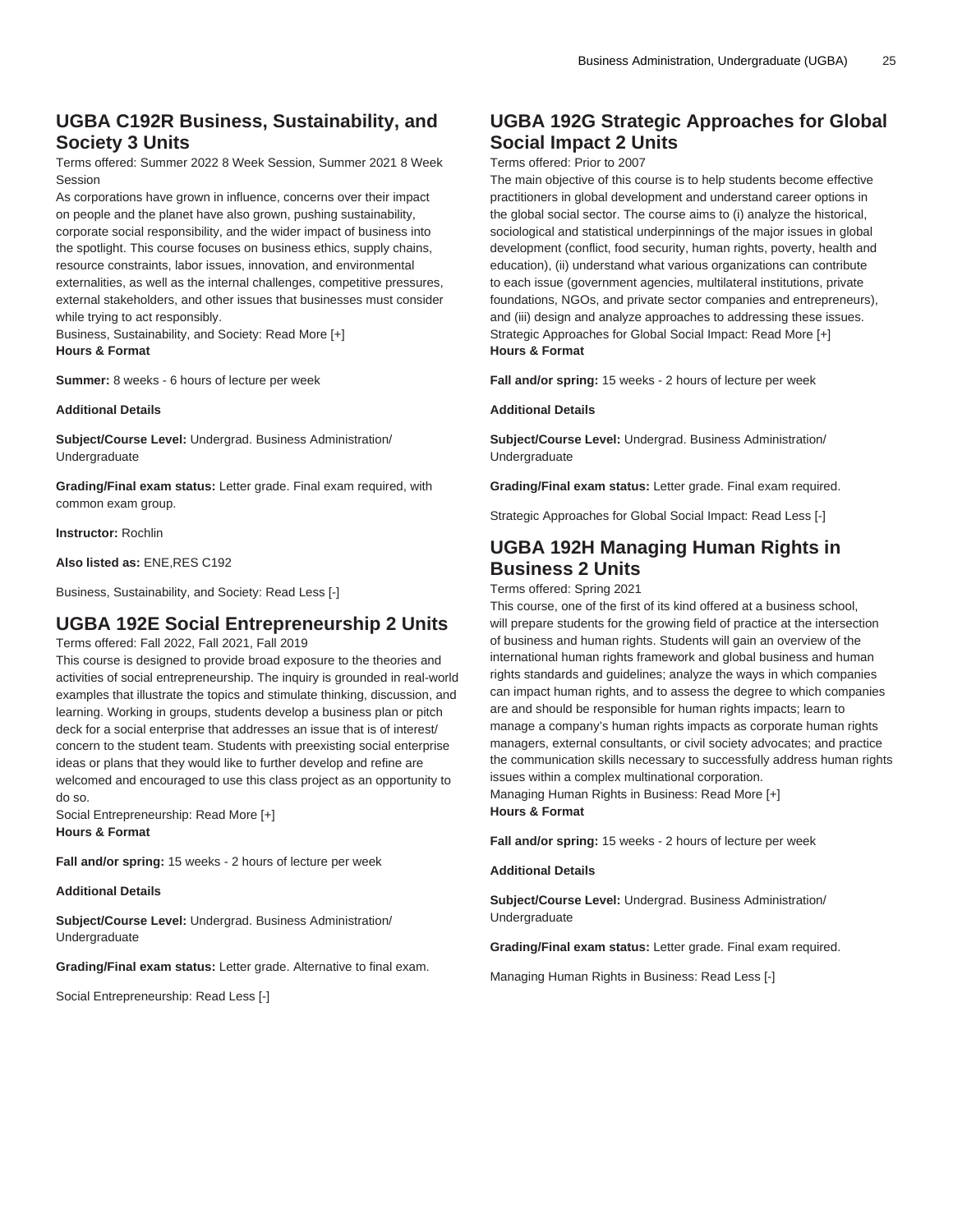## UGBA C192R Business, Sustainability, and Society 3 Units

Terms offered: Summer 2022 8 Week Session, Summer 2021 8 Week Session

As corporations have grown in influence, concerns over their impact on people and the planet have also grown, pushing sustainability, corporate social responsibility, and the wider impact of business into the spotlight. This course focuses on business ethics, supply chains, resource constraints, labor issues, innovation, and environmental externalities, as well as the internal challenges, competitive pressures, external stakeholders, and other issues that businesses must consider while trying to act responsibly.

Business, Sustainability, and Society: Read More [+]

**Hours & Format**

**Summer:** 8 weeks - 6 hours of lecture per week

**Additional Details**

**Subject/Course Level:** Undergrad. Business Administration/ Undergraduate

**Grading/Final exam status:** Letter grade. Final exam required, with common exam group.

**Instructor:** Rochlin

**Also listed as:** ENE,RES C192

Business, Sustainability, and Society: Read Less [-]

## UGBA 192E Social Entrepreneurship 2 Units

Terms offered: Fall 2022, Fall 2021, Fall 2019

This course is designed to provide broad exposure to the theories and activities of social entrepreneurship. The inquiry is grounded in real-world examples that illustrate the topics and stimulate thinking, discussion, and learning. Working in groups, students develop a business plan or pitch deck for a social enterprise that addresses an issue that is of interest/ concern to the student team. Students with preexisting social enterprise ideas or plans that they would like to further develop and refine are welcomed and encouraged to use this class project as an opportunity to do so.

Social Entrepreneurship: Read More [+]

**Hours & Format**

**Fall and/or spring:** 15 weeks - 2 hours of lecture per week

**Additional Details**

**Subject/Course Level:** Undergrad. Business Administration/ Undergraduate

**Grading/Final exam status:** Letter grade. Alternative to final exam.

Social Entrepreneurship: Read Less [-]

## UGBA 192G Strategic Approaches for Global Social Impact 2 Units

Terms offered: Prior to 2007

The main objective of this course is to help students become effective practitioners in global development and understand career options in the global social sector. The course aims to (i) analyze the historical, sociological and statistical underpinnings of the major issues in global development (conflict, food security, human rights, poverty, health and education), (ii) understand what various organizations can contribute to each issue (government agencies, multilateral institutions, private foundations, NGOs, and private sector companies and entrepreneurs), and (iii) design and analyze approaches to addressing these issues.

Strategic Approaches for Global Social Impact: Read More [+]

**Hours & Format**

**Fall and/or spring:** 15 weeks - 2 hours of lecture per week

**Additional Details**

**Subject/Course Level:** Undergrad. Business Administration/ Undergraduate

**Grading/Final exam status:** Letter grade. Final exam required.

Strategic Approaches for Global Social Impact: Read Less [-]

## UGBA 192H Managing Human Rights in Business 2 Units

Terms offered: Spring 2021

This course, one of the first of its kind offered at a business school, will prepare students for the growing field of practice at the intersection of business and human rights. Students will gain an overview of the international human rights framework and global business and human rights standards and guidelines; analyze the ways in which companies can impact human rights, and to assess the degree to which companies are and should be responsible for human rights impacts; learn to manage a company's human rights impacts as corporate human rights managers, external consultants, or civil society advocates; and practice the communication skills necessary to successfully address human rights issues within a complex multinational corporation.

Managing Human Rights in Business: Read More [+]

**Hours & Format**

**Fall and/or spring:** 15 weeks - 2 hours of lecture per week

**Additional Details**

**Subject/Course Level:** Undergrad. Business Administration/ Undergraduate

**Grading/Final exam status:** Letter grade. Final exam required.

Managing Human Rights in Business: Read Less [-]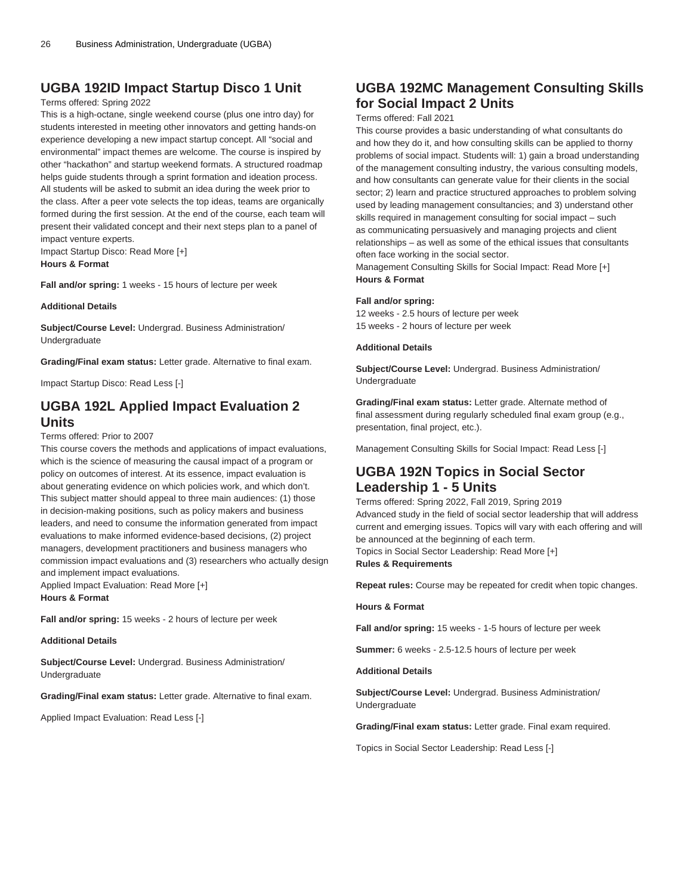## UGBA 192ID Impact Startup Disco 1 Unit

Terms offered: Spring 2022

This is a high-octane, single weekend course (plus one intro day) for students interested in meeting other innovators and getting hands-on experience developing a new impact startup concept. All "social and environmental" impact themes are welcome. The course is inspired by other "hackathon" and startup weekend formats. A structured roadmap helps guide students through a sprint formation and ideation process. All students will be asked to submit an idea during the week prior to the class. After a peer vote selects the top ideas, teams are organically formed during the first session. At the end of the course, each team will present their validated concept and their next steps plan to a panel of impact venture experts.

Impact Startup Disco: Read More [+]

**Hours & Format**

**Fall and/or spring:** 1 weeks - 15 hours of lecture per week

**Additional Details**

**Subject/Course Level:** Undergrad. Business Administration/ Undergraduate

**Grading/Final exam status:** Letter grade. Alternative to final exam.

Impact Startup Disco: Read Less [-]

## UGBA 192L Applied Impact Evaluation 2 Units

Terms offered: Prior to 2007

This course covers the methods and applications of impact evaluations, which is the science of measuring the causal impact of a program or policy on outcomes of interest. At its essence, impact evaluation is about generating evidence on which policies work, and which don't. This subject matter should appeal to three main audiences: (1) those in decision-making positions, such as policy makers and business leaders, and need to consume the information generated from impact evaluations to make informed evidence-based decisions, (2) project managers, development practitioners and business managers who commission impact evaluations and (3) researchers who actually design and implement impact evaluations.

Applied Impact Evaluation: Read More [+]

**Hours & Format**

**Fall and/or spring:** 15 weeks - 2 hours of lecture per week

**Additional Details**

**Subject/Course Level:** Undergrad. Business Administration/ Undergraduate

**Grading/Final exam status:** Letter grade. Alternative to final exam.

Applied Impact Evaluation: Read Less [-]

## UGBA 192MC Management Consulting Skills for Social Impact 2 Units

Terms offered: Fall 2021

This course provides a basic understanding of what consultants do and how they do it, and how consulting skills can be applied to thorny problems of social impact. Students will: 1) gain a broad understanding of the management consulting industry, the various consulting models, and how consultants can generate value for their clients in the social sector; 2) learn and practice structured approaches to problem solving used by leading management consultancies; and 3) understand other skills required in management consulting for social impact – such as communicating persuasively and managing projects and client relationships – as well as some of the ethical issues that consultants often face working in the social sector.

Management Consulting Skills for Social Impact: Read More [+]

**Hours & Format**

**Fall and/or spring:**
12 weeks - 2.5 hours of lecture per week
15 weeks - 2 hours of lecture per week

**Additional Details**

**Subject/Course Level:** Undergrad. Business Administration/ Undergraduate

**Grading/Final exam status:** Letter grade. Alternate method of final assessment during regularly scheduled final exam group (e.g., presentation, final project, etc.).

Management Consulting Skills for Social Impact: Read Less [-]

## UGBA 192N Topics in Social Sector Leadership 1 - 5 Units

Terms offered: Spring 2022, Fall 2019, Spring 2019

Advanced study in the field of social sector leadership that will address current and emerging issues. Topics will vary with each offering and will be announced at the beginning of each term.

Topics in Social Sector Leadership: Read More [+]

**Rules & Requirements**

**Repeat rules:** Course may be repeated for credit when topic changes.

**Hours & Format**

**Fall and/or spring:** 15 weeks - 1-5 hours of lecture per week

**Summer:** 6 weeks - 2.5-12.5 hours of lecture per week

**Additional Details**

**Subject/Course Level:** Undergrad. Business Administration/ Undergraduate

**Grading/Final exam status:** Letter grade. Final exam required.

Topics in Social Sector Leadership: Read Less [-]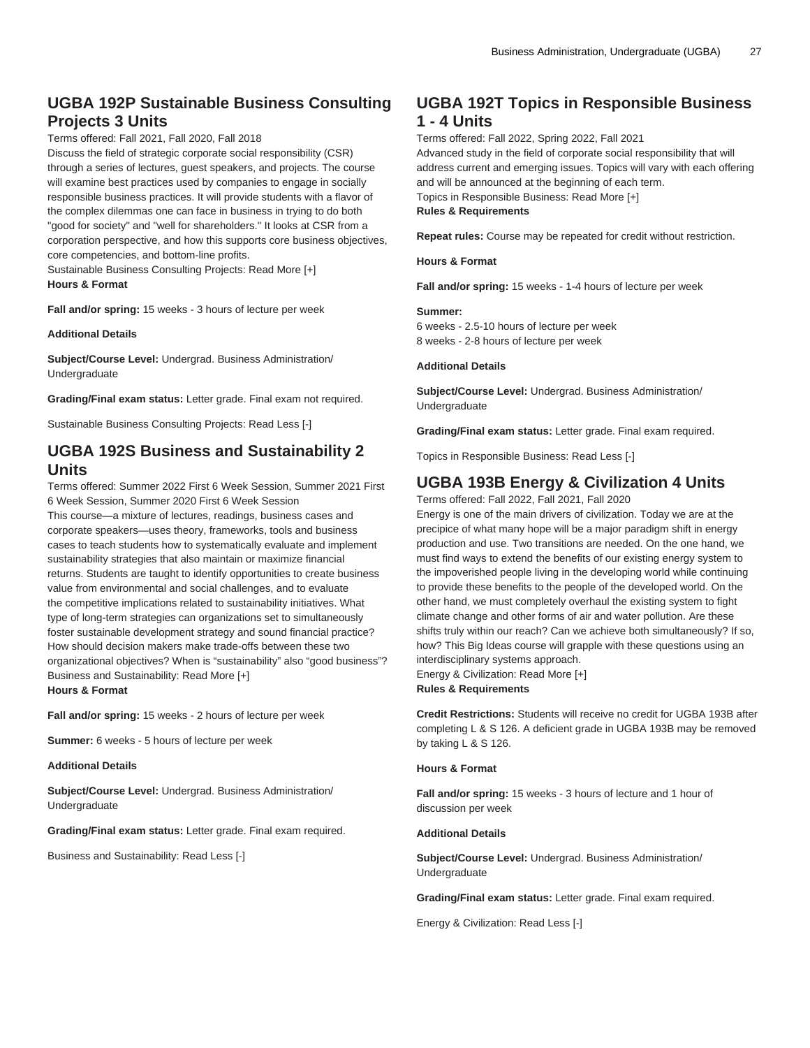## UGBA 192P Sustainable Business Consulting Projects 3 Units

Terms offered: Fall 2021, Fall 2020, Fall 2018

Discuss the field of strategic corporate social responsibility (CSR) through a series of lectures, guest speakers, and projects. The course will examine best practices used by companies to engage in socially responsible business practices. It will provide students with a flavor of the complex dilemmas one can face in business in trying to do both "good for society" and "well for shareholders." It looks at CSR from a corporation perspective, and how this supports core business objectives, core competencies, and bottom-line profits.

Sustainable Business Consulting Projects: Read More [+]

**Hours & Format**

**Fall and/or spring:** 15 weeks - 3 hours of lecture per week

**Additional Details**

**Subject/Course Level:** Undergrad. Business Administration/ Undergraduate

**Grading/Final exam status:** Letter grade. Final exam not required.

Sustainable Business Consulting Projects: Read Less [-]

## UGBA 192S Business and Sustainability 2 Units

Terms offered: Summer 2022 First 6 Week Session, Summer 2021 First 6 Week Session, Summer 2020 First 6 Week Session

This course—a mixture of lectures, readings, business cases and corporate speakers—uses theory, frameworks, tools and business cases to teach students how to systematically evaluate and implement sustainability strategies that also maintain or maximize financial returns. Students are taught to identify opportunities to create business value from environmental and social challenges, and to evaluate the competitive implications related to sustainability initiatives. What type of long-term strategies can organizations set to simultaneously foster sustainable development strategy and sound financial practice? How should decision makers make trade-offs between these two organizational objectives? When is "sustainability" also "good business"?

Business and Sustainability: Read More [+]

**Hours & Format**

**Fall and/or spring:** 15 weeks - 2 hours of lecture per week

**Summer:** 6 weeks - 5 hours of lecture per week

**Additional Details**

**Subject/Course Level:** Undergrad. Business Administration/ Undergraduate

**Grading/Final exam status:** Letter grade. Final exam required.

Business and Sustainability: Read Less [-]

## UGBA 192T Topics in Responsible Business 1 - 4 Units

Terms offered: Fall 2022, Spring 2022, Fall 2021

Advanced study in the field of corporate social responsibility that will address current and emerging issues. Topics will vary with each offering and will be announced at the beginning of each term.

Topics in Responsible Business: Read More [+]

**Rules & Requirements**

**Repeat rules:** Course may be repeated for credit without restriction.

**Hours & Format**

**Fall and/or spring:** 15 weeks - 1-4 hours of lecture per week

**Summer:**
6 weeks - 2.5-10 hours of lecture per week
8 weeks - 2-8 hours of lecture per week

**Additional Details**

**Subject/Course Level:** Undergrad. Business Administration/ Undergraduate

**Grading/Final exam status:** Letter grade. Final exam required.

Topics in Responsible Business: Read Less [-]

## UGBA 193B Energy & Civilization 4 Units

Terms offered: Fall 2022, Fall 2021, Fall 2020

Energy is one of the main drivers of civilization. Today we are at the precipice of what many hope will be a major paradigm shift in energy production and use. Two transitions are needed. On the one hand, we must find ways to extend the benefits of our existing energy system to the impoverished people living in the developing world while continuing to provide these benefits to the people of the developed world. On the other hand, we must completely overhaul the existing system to fight climate change and other forms of air and water pollution. Are these shifts truly within our reach? Can we achieve both simultaneously? If so, how? This Big Ideas course will grapple with these questions using an interdisciplinary systems approach.

Energy & Civilization: Read More [+]

**Rules & Requirements**

**Credit Restrictions:** Students will receive no credit for UGBA 193B after completing L & S 126. A deficient grade in UGBA 193B may be removed by taking L & S 126.

**Hours & Format**

**Fall and/or spring:** 15 weeks - 3 hours of lecture and 1 hour of discussion per week

**Additional Details**

**Subject/Course Level:** Undergrad. Business Administration/ Undergraduate

**Grading/Final exam status:** Letter grade. Final exam required.

Energy & Civilization: Read Less [-]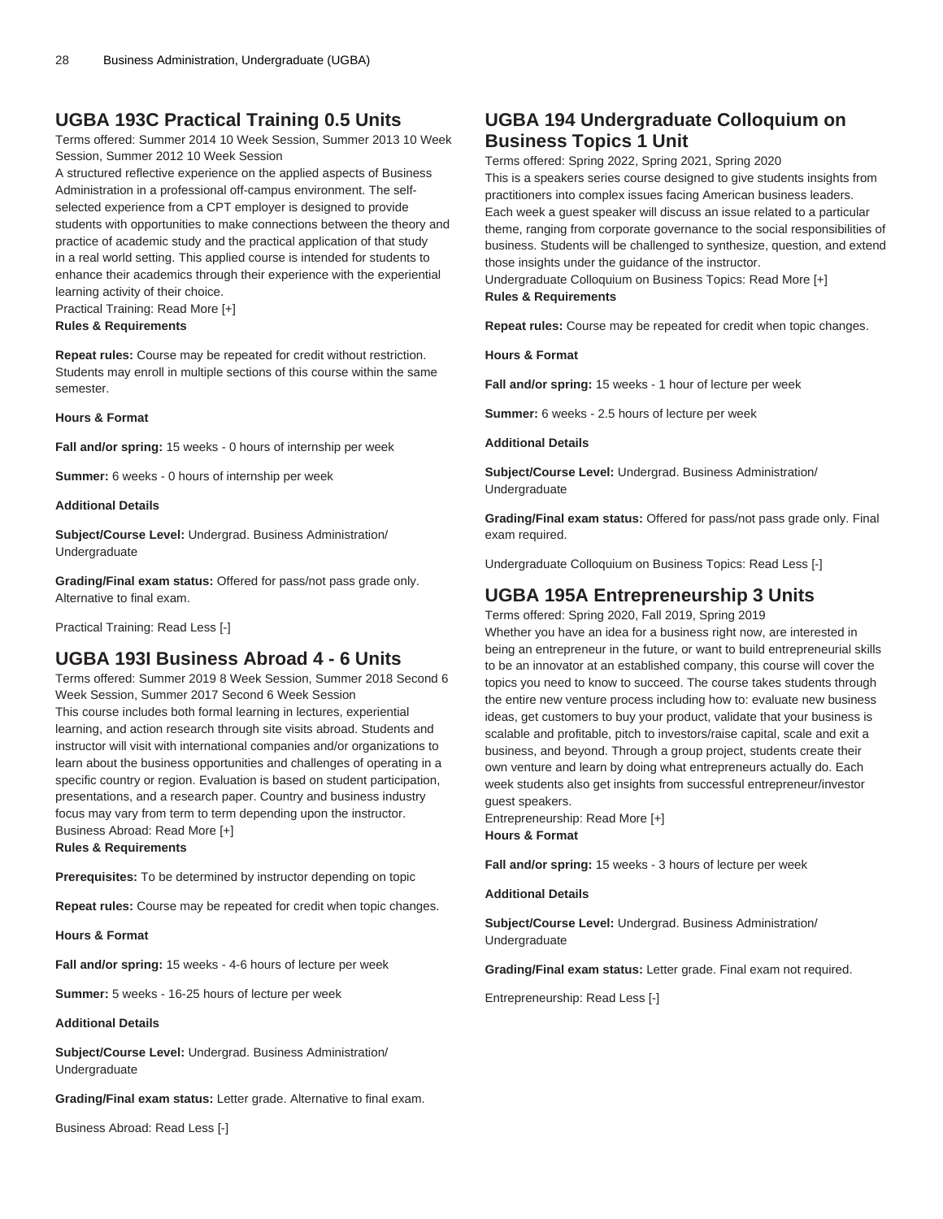## UGBA 193C Practical Training 0.5 Units

Terms offered: Summer 2014 10 Week Session, Summer 2013 10 Week Session, Summer 2012 10 Week Session

A structured reflective experience on the applied aspects of Business Administration in a professional off-campus environment. The self-selected experience from a CPT employer is designed to provide students with opportunities to make connections between the theory and practice of academic study and the practical application of that study in a real world setting. This applied course is intended for students to enhance their academics through their experience with the experiential learning activity of their choice.

Practical Training: Read More [+]

**Rules & Requirements**

**Repeat rules:** Course may be repeated for credit without restriction. Students may enroll in multiple sections of this course within the same semester.

**Hours & Format**

**Fall and/or spring:** 15 weeks - 0 hours of internship per week

**Summer:** 6 weeks - 0 hours of internship per week

**Additional Details**

**Subject/Course Level:** Undergrad. Business Administration/ Undergraduate

**Grading/Final exam status:** Offered for pass/not pass grade only. Alternative to final exam.

Practical Training: Read Less [-]

## UGBA 193I Business Abroad 4 - 6 Units

Terms offered: Summer 2019 8 Week Session, Summer 2018 Second 6 Week Session, Summer 2017 Second 6 Week Session

This course includes both formal learning in lectures, experiential learning, and action research through site visits abroad. Students and instructor will visit with international companies and/or organizations to learn about the business opportunities and challenges of operating in a specific country or region. Evaluation is based on student participation, presentations, and a research paper. Country and business industry focus may vary from term to term depending upon the instructor.

Business Abroad: Read More [+]

**Rules & Requirements**

**Prerequisites:** To be determined by instructor depending on topic

**Repeat rules:** Course may be repeated for credit when topic changes.

**Hours & Format**

**Fall and/or spring:** 15 weeks - 4-6 hours of lecture per week

**Summer:** 5 weeks - 16-25 hours of lecture per week

**Additional Details**

**Subject/Course Level:** Undergrad. Business Administration/ Undergraduate

**Grading/Final exam status:** Letter grade. Alternative to final exam.

Business Abroad: Read Less [-]

## UGBA 194 Undergraduate Colloquium on Business Topics 1 Unit

Terms offered: Spring 2022, Spring 2021, Spring 2020

This is a speakers series course designed to give students insights from practitioners into complex issues facing American business leaders. Each week a guest speaker will discuss an issue related to a particular theme, ranging from corporate governance to the social responsibilities of business. Students will be challenged to synthesize, question, and extend those insights under the guidance of the instructor.

Undergraduate Colloquium on Business Topics: Read More [+]

**Rules & Requirements**

**Repeat rules:** Course may be repeated for credit when topic changes.

**Hours & Format**

**Fall and/or spring:** 15 weeks - 1 hour of lecture per week

**Summer:** 6 weeks - 2.5 hours of lecture per week

**Additional Details**

**Subject/Course Level:** Undergrad. Business Administration/ Undergraduate

**Grading/Final exam status:** Offered for pass/not pass grade only. Final exam required.

Undergraduate Colloquium on Business Topics: Read Less [-]

## UGBA 195A Entrepreneurship 3 Units

Terms offered: Spring 2020, Fall 2019, Spring 2019

Whether you have an idea for a business right now, are interested in being an entrepreneur in the future, or want to build entrepreneurial skills to be an innovator at an established company, this course will cover the topics you need to know to succeed. The course takes students through the entire new venture process including how to: evaluate new business ideas, get customers to buy your product, validate that your business is scalable and profitable, pitch to investors/raise capital, scale and exit a business, and beyond. Through a group project, students create their own venture and learn by doing what entrepreneurs actually do. Each week students also get insights from successful entrepreneur/investor guest speakers.

Entrepreneurship: Read More [+]

**Hours & Format**

**Fall and/or spring:** 15 weeks - 3 hours of lecture per week

**Additional Details**

**Subject/Course Level:** Undergrad. Business Administration/ Undergraduate

**Grading/Final exam status:** Letter grade. Final exam not required.

Entrepreneurship: Read Less [-]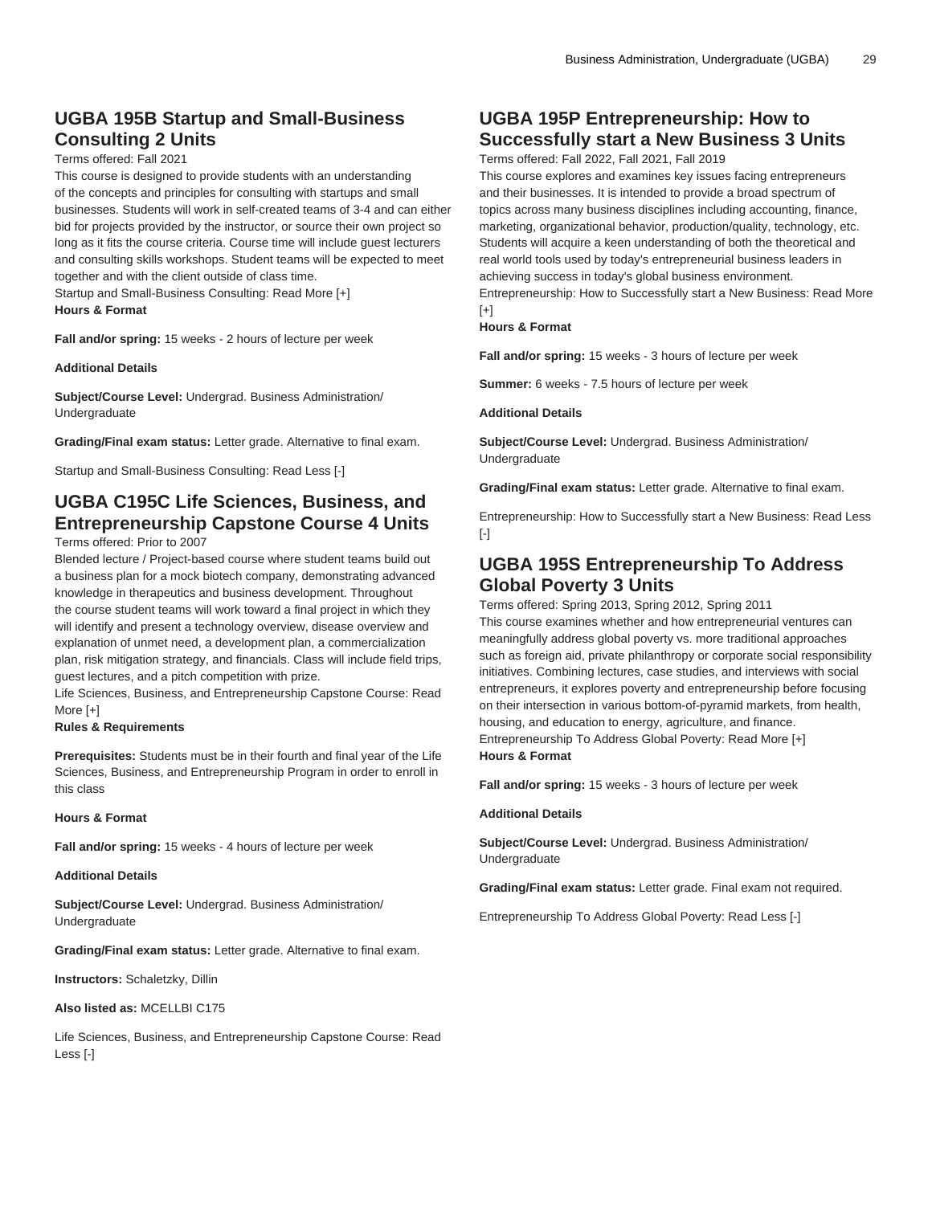## UGBA 195B Startup and Small-Business Consulting 2 Units

Terms offered: Fall 2021

This course is designed to provide students with an understanding of the concepts and principles for consulting with startups and small businesses. Students will work in self-created teams of 3-4 and can either bid for projects provided by the instructor, or source their own project so long as it fits the course criteria. Course time will include guest lecturers and consulting skills workshops. Student teams will be expected to meet together and with the client outside of class time.

Startup and Small-Business Consulting: Read More [+]

**Hours & Format**

**Fall and/or spring:** 15 weeks - 2 hours of lecture per week

**Additional Details**

**Subject/Course Level:** Undergrad. Business Administration/ Undergraduate

**Grading/Final exam status:** Letter grade. Alternative to final exam.

Startup and Small-Business Consulting: Read Less [-]

## UGBA C195C Life Sciences, Business, and Entrepreneurship Capstone Course 4 Units

Terms offered: Prior to 2007

Blended lecture / Project-based course where student teams build out a business plan for a mock biotech company, demonstrating advanced knowledge in therapeutics and business development. Throughout the course student teams will work toward a final project in which they will identify and present a technology overview, disease overview and explanation of unmet need, a development plan, a commercialization plan, risk mitigation strategy, and financials. Class will include field trips, guest lectures, and a pitch competition with prize.

Life Sciences, Business, and Entrepreneurship Capstone Course: Read More [+]

**Rules & Requirements**

**Prerequisites:** Students must be in their fourth and final year of the Life Sciences, Business, and Entrepreneurship Program in order to enroll in this class

**Hours & Format**

**Fall and/or spring:** 15 weeks - 4 hours of lecture per week

**Additional Details**

**Subject/Course Level:** Undergrad. Business Administration/ Undergraduate

**Grading/Final exam status:** Letter grade. Alternative to final exam.

**Instructors:** Schaletzky, Dillin

**Also listed as:** MCELLBI C175

Life Sciences, Business, and Entrepreneurship Capstone Course: Read Less [-]

## UGBA 195P Entrepreneurship: How to Successfully start a New Business 3 Units

Terms offered: Fall 2022, Fall 2021, Fall 2019

This course explores and examines key issues facing entrepreneurs and their businesses. It is intended to provide a broad spectrum of topics across many business disciplines including accounting, finance, marketing, organizational behavior, production/quality, technology, etc. Students will acquire a keen understanding of both the theoretical and real world tools used by today's entrepreneurial business leaders in achieving success in today's global business environment.

Entrepreneurship: How to Successfully start a New Business: Read More [+]

**Hours & Format**

**Fall and/or spring:** 15 weeks - 3 hours of lecture per week

**Summer:** 6 weeks - 7.5 hours of lecture per week

**Additional Details**

**Subject/Course Level:** Undergrad. Business Administration/ Undergraduate

**Grading/Final exam status:** Letter grade. Alternative to final exam.

Entrepreneurship: How to Successfully start a New Business: Read Less [-]

## UGBA 195S Entrepreneurship To Address Global Poverty 3 Units

Terms offered: Spring 2013, Spring 2012, Spring 2011

This course examines whether and how entrepreneurial ventures can meaningfully address global poverty vs. more traditional approaches such as foreign aid, private philanthropy or corporate social responsibility initiatives. Combining lectures, case studies, and interviews with social entrepreneurs, it explores poverty and entrepreneurship before focusing on their intersection in various bottom-of-pyramid markets, from health, housing, and education to energy, agriculture, and finance.

Entrepreneurship To Address Global Poverty: Read More [+]

**Hours & Format**

**Fall and/or spring:** 15 weeks - 3 hours of lecture per week

**Additional Details**

**Subject/Course Level:** Undergrad. Business Administration/ Undergraduate

**Grading/Final exam status:** Letter grade. Final exam not required.

Entrepreneurship To Address Global Poverty: Read Less [-]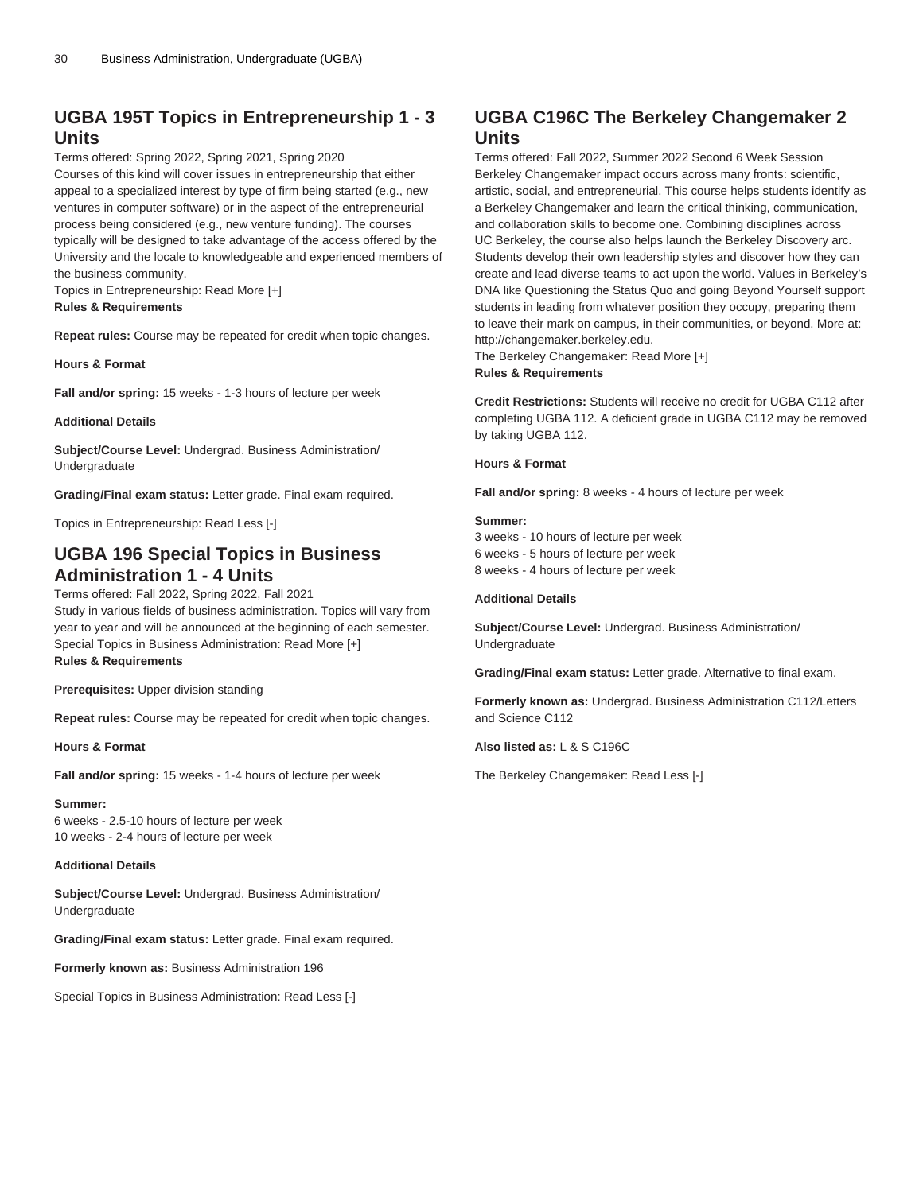## UGBA 195T Topics in Entrepreneurship 1 - 3 Units

Terms offered: Spring 2022, Spring 2021, Spring 2020

Courses of this kind will cover issues in entrepreneurship that either appeal to a specialized interest by type of firm being started (e.g., new ventures in computer software) or in the aspect of the entrepreneurial process being considered (e.g., new venture funding). The courses typically will be designed to take advantage of the access offered by the University and the locale to knowledgeable and experienced members of the business community.

Topics in Entrepreneurship: Read More [+]

**Rules & Requirements**

**Repeat rules:** Course may be repeated for credit when topic changes.

**Hours & Format**

**Fall and/or spring:** 15 weeks - 1-3 hours of lecture per week

**Additional Details**

**Subject/Course Level:** Undergrad. Business Administration/ Undergraduate

**Grading/Final exam status:** Letter grade. Final exam required.

Topics in Entrepreneurship: Read Less [-]

## UGBA 196 Special Topics in Business Administration 1 - 4 Units

Terms offered: Fall 2022, Spring 2022, Fall 2021

Study in various fields of business administration. Topics will vary from year to year and will be announced at the beginning of each semester.

Special Topics in Business Administration: Read More [+]

**Rules & Requirements**

**Prerequisites:** Upper division standing

**Repeat rules:** Course may be repeated for credit when topic changes.

**Hours & Format**

**Fall and/or spring:** 15 weeks - 1-4 hours of lecture per week

**Summer:**
6 weeks - 2.5-10 hours of lecture per week
10 weeks - 2-4 hours of lecture per week

**Additional Details**

**Subject/Course Level:** Undergrad. Business Administration/ Undergraduate

**Grading/Final exam status:** Letter grade. Final exam required.

**Formerly known as:** Business Administration 196

Special Topics in Business Administration: Read Less [-]

## UGBA C196C The Berkeley Changemaker 2 Units

Terms offered: Fall 2022, Summer 2022 Second 6 Week Session

Berkeley Changemaker impact occurs across many fronts: scientific, artistic, social, and entrepreneurial. This course helps students identify as a Berkeley Changemaker and learn the critical thinking, communication, and collaboration skills to become one. Combining disciplines across UC Berkeley, the course also helps launch the Berkeley Discovery arc. Students develop their own leadership styles and discover how they can create and lead diverse teams to act upon the world. Values in Berkeley's DNA like Questioning the Status Quo and going Beyond Yourself support students in leading from whatever position they occupy, preparing them to leave their mark on campus, in their communities, or beyond. More at: http://changemaker.berkeley.edu.

The Berkeley Changemaker: Read More [+]

**Rules & Requirements**

**Credit Restrictions:** Students will receive no credit for UGBA C112 after completing UGBA 112. A deficient grade in UGBA C112 may be removed by taking UGBA 112.

**Hours & Format**

**Fall and/or spring:** 8 weeks - 4 hours of lecture per week

**Summer:**
3 weeks - 10 hours of lecture per week
6 weeks - 5 hours of lecture per week
8 weeks - 4 hours of lecture per week

**Additional Details**

**Subject/Course Level:** Undergrad. Business Administration/ Undergraduate

**Grading/Final exam status:** Letter grade. Alternative to final exam.

**Formerly known as:** Undergrad. Business Administration C112/Letters and Science C112

**Also listed as:** L & S C196C

The Berkeley Changemaker: Read Less [-]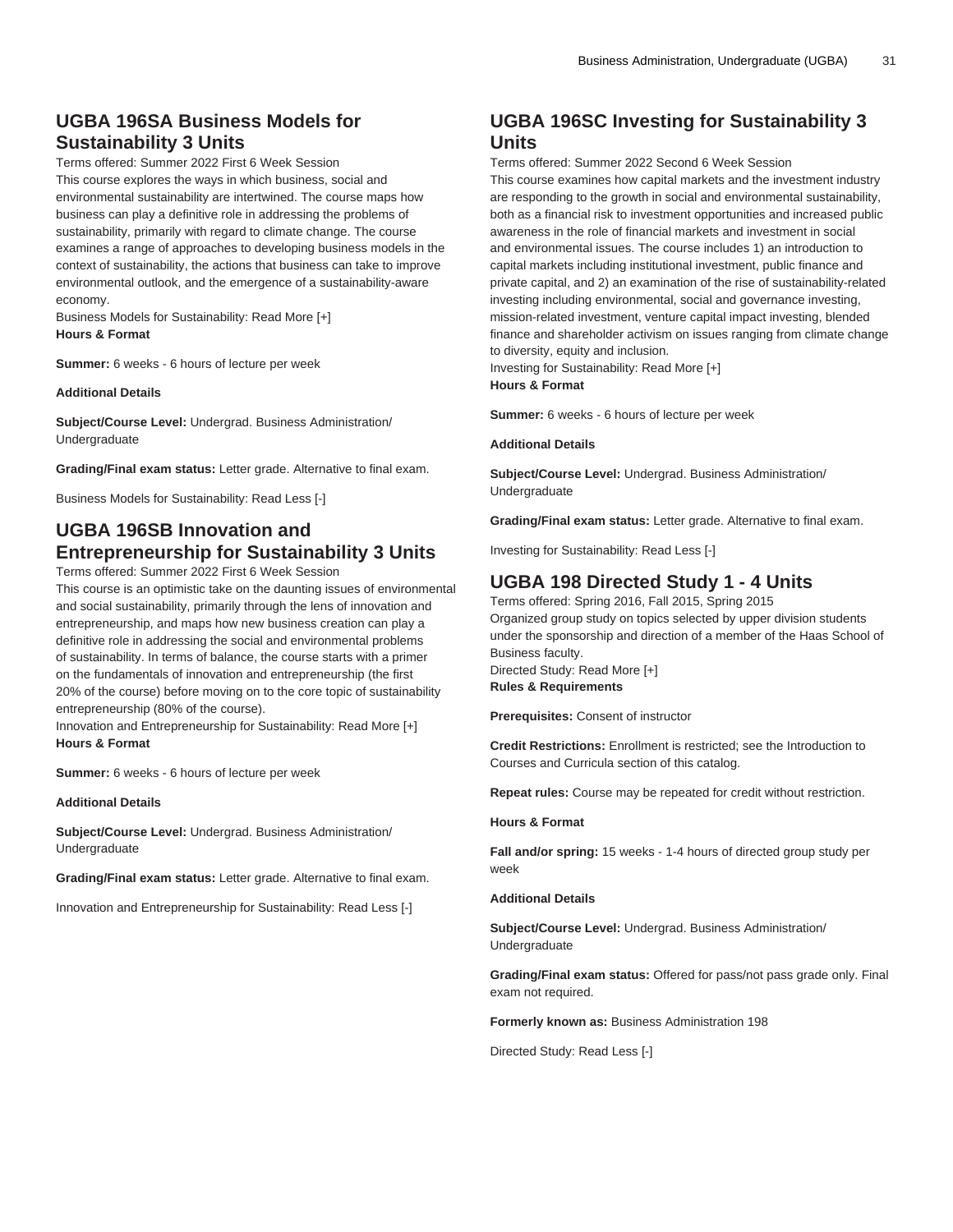## UGBA 196SA Business Models for Sustainability 3 Units

Terms offered: Summer 2022 First 6 Week Session
This course explores the ways in which business, social and environmental sustainability are intertwined. The course maps how business can play a definitive role in addressing the problems of sustainability, primarily with regard to climate change. The course examines a range of approaches to developing business models in the context of sustainability, the actions that business can take to improve environmental outlook, and the emergence of a sustainability-aware economy.
Business Models for Sustainability: Read More [+]
**Hours & Format**

**Summer:** 6 weeks - 6 hours of lecture per week

**Additional Details**

**Subject/Course Level:** Undergrad. Business Administration/ Undergraduate

**Grading/Final exam status:** Letter grade. Alternative to final exam.

Business Models for Sustainability: Read Less [-]

## UGBA 196SB Innovation and Entrepreneurship for Sustainability 3 Units

Terms offered: Summer 2022 First 6 Week Session
This course is an optimistic take on the daunting issues of environmental and social sustainability, primarily through the lens of innovation and entrepreneurship, and maps how new business creation can play a definitive role in addressing the social and environmental problems of sustainability. In terms of balance, the course starts with a primer on the fundamentals of innovation and entrepreneurship (the first 20% of the course) before moving on to the core topic of sustainability entrepreneurship (80% of the course).
Innovation and Entrepreneurship for Sustainability: Read More [+]
**Hours & Format**

**Summer:** 6 weeks - 6 hours of lecture per week

**Additional Details**

**Subject/Course Level:** Undergrad. Business Administration/ Undergraduate

**Grading/Final exam status:** Letter grade. Alternative to final exam.

Innovation and Entrepreneurship for Sustainability: Read Less [-]

## UGBA 196SC Investing for Sustainability 3 Units

Terms offered: Summer 2022 Second 6 Week Session
This course examines how capital markets and the investment industry are responding to the growth in social and environmental sustainability, both as a financial risk to investment opportunities and increased public awareness in the role of financial markets and investment in social and environmental issues. The course includes 1) an introduction to capital markets including institutional investment, public finance and private capital, and 2) an examination of the rise of sustainability-related investing including environmental, social and governance investing, mission-related investment, venture capital impact investing, blended finance and shareholder activism on issues ranging from climate change to diversity, equity and inclusion.
Investing for Sustainability: Read More [+]
**Hours & Format**

**Summer:** 6 weeks - 6 hours of lecture per week

**Additional Details**

**Subject/Course Level:** Undergrad. Business Administration/ Undergraduate

**Grading/Final exam status:** Letter grade. Alternative to final exam.

Investing for Sustainability: Read Less [-]

## UGBA 198 Directed Study 1 - 4 Units

Terms offered: Spring 2016, Fall 2015, Spring 2015
Organized group study on topics selected by upper division students under the sponsorship and direction of a member of the Haas School of Business faculty.
Directed Study: Read More [+]
**Rules & Requirements**

**Prerequisites:** Consent of instructor

**Credit Restrictions:** Enrollment is restricted; see the Introduction to Courses and Curricula section of this catalog.

**Repeat rules:** Course may be repeated for credit without restriction.

**Hours & Format**

**Fall and/or spring:** 15 weeks - 1-4 hours of directed group study per week

**Additional Details**

**Subject/Course Level:** Undergrad. Business Administration/ Undergraduate

**Grading/Final exam status:** Offered for pass/not pass grade only. Final exam not required.

**Formerly known as:** Business Administration 198

Directed Study: Read Less [-]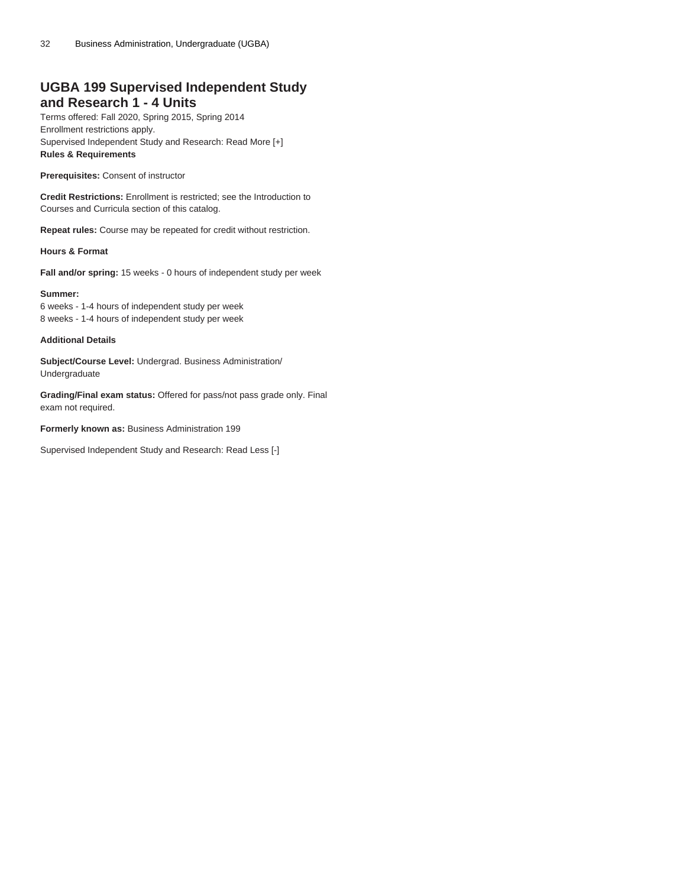## UGBA 199 Supervised Independent Study and Research 1 - 4 Units

Terms offered: Fall 2020, Spring 2015, Spring 2014
Enrollment restrictions apply.
Supervised Independent Study and Research: Read More [+]

**Rules & Requirements**

**Prerequisites:** Consent of instructor

**Credit Restrictions:** Enrollment is restricted; see the Introduction to Courses and Curricula section of this catalog.

**Repeat rules:** Course may be repeated for credit without restriction.

**Hours & Format**

**Fall and/or spring:** 15 weeks - 0 hours of independent study per week

**Summer:**
6 weeks - 1-4 hours of independent study per week
8 weeks - 1-4 hours of independent study per week

**Additional Details**

**Subject/Course Level:** Undergrad. Business Administration/ Undergraduate

**Grading/Final exam status:** Offered for pass/not pass grade only. Final exam not required.

**Formerly known as:** Business Administration 199

Supervised Independent Study and Research: Read Less [-]